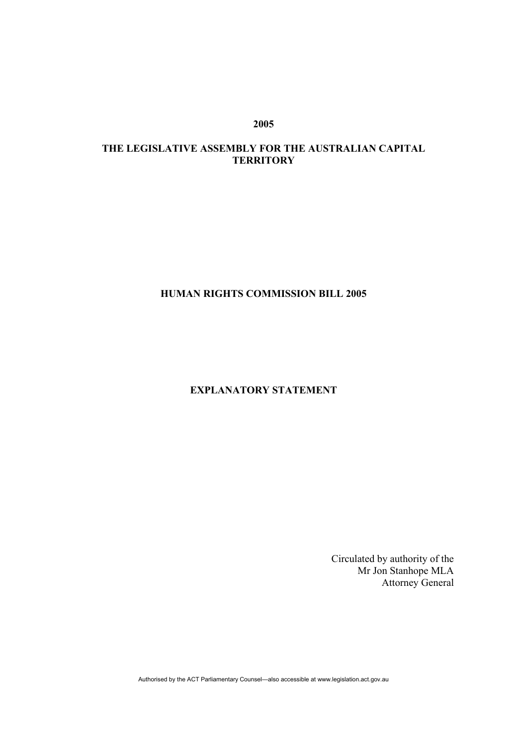**2005**

**THE LEGISLATIVE ASSEMBLY FOR THE AUSTRALIAN CAPITAL TERRITORY**

# HUMAN RIGHTS COMMISSION BILL 2005

## EXPLANATORY STATEMENT

Circulated by authority of the
Mr Jon Stanhope MLA
Attorney General

Authorised by the ACT Parliamentary Counsel—also accessible at www.legislation.act.gov.au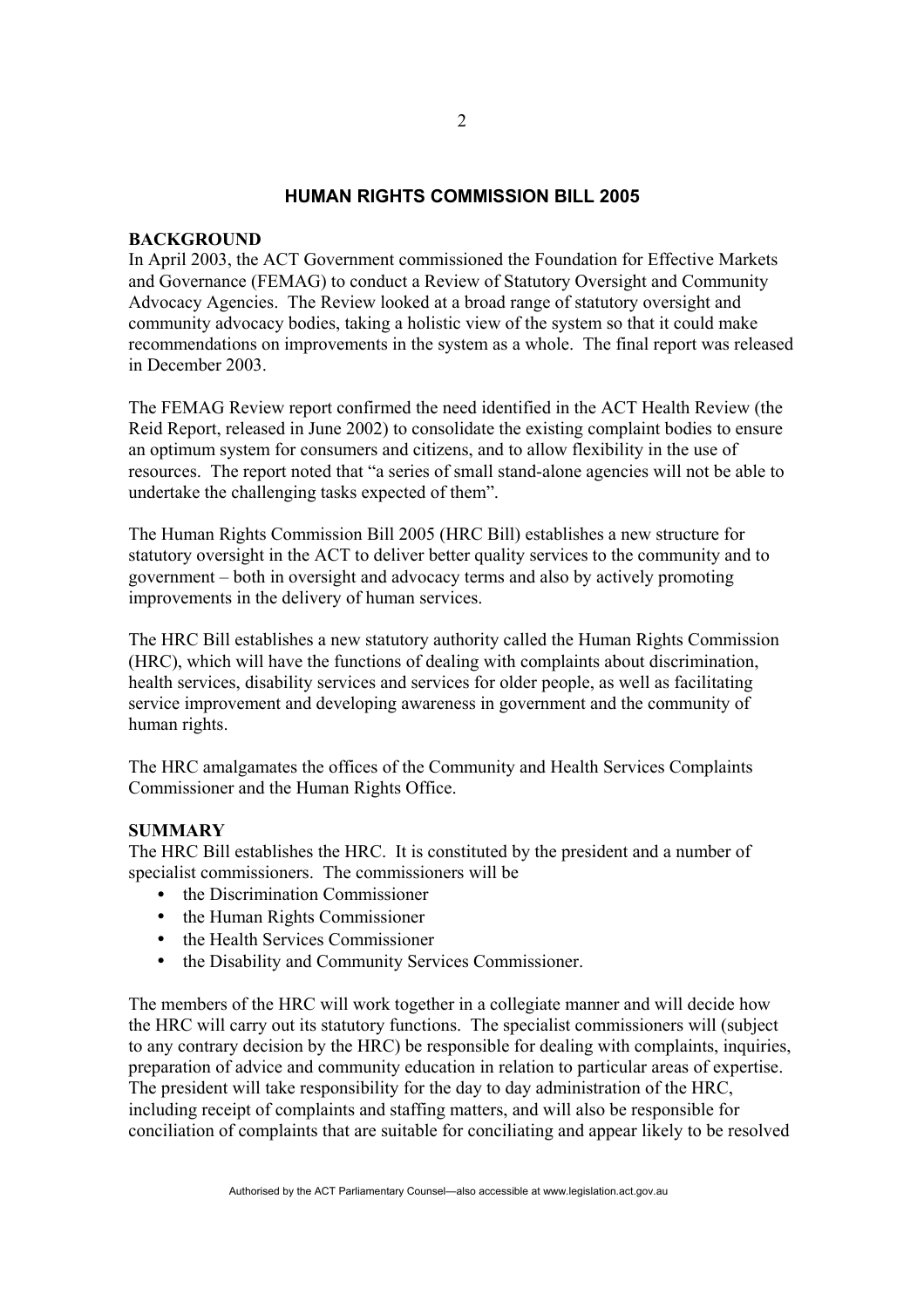## HUMAN RIGHTS COMMISSION BILL 2005

**BACKGROUND**

In April 2003, the ACT Government commissioned the Foundation for Effective Markets and Governance (FEMAG) to conduct a Review of Statutory Oversight and Community Advocacy Agencies. The Review looked at a broad range of statutory oversight and community advocacy bodies, taking a holistic view of the system so that it could make recommendations on improvements in the system as a whole. The final report was released in December 2003.

The FEMAG Review report confirmed the need identified in the ACT Health Review (the Reid Report, released in June 2002) to consolidate the existing complaint bodies to ensure an optimum system for consumers and citizens, and to allow flexibility in the use of resources. The report noted that "a series of small stand-alone agencies will not be able to undertake the challenging tasks expected of them".

The Human Rights Commission Bill 2005 (HRC Bill) establishes a new structure for statutory oversight in the ACT to deliver better quality services to the community and to government – both in oversight and advocacy terms and also by actively promoting improvements in the delivery of human services.

The HRC Bill establishes a new statutory authority called the Human Rights Commission (HRC), which will have the functions of dealing with complaints about discrimination, health services, disability services and services for older people, as well as facilitating service improvement and developing awareness in government and the community of human rights.

The HRC amalgamates the offices of the Community and Health Services Complaints Commissioner and the Human Rights Office.

**SUMMARY**

The HRC Bill establishes the HRC. It is constituted by the president and a number of specialist commissioners. The commissioners will be

- the Discrimination Commissioner
- the Human Rights Commissioner
- the Health Services Commissioner
- the Disability and Community Services Commissioner.

The members of the HRC will work together in a collegiate manner and will decide how the HRC will carry out its statutory functions. The specialist commissioners will (subject to any contrary decision by the HRC) be responsible for dealing with complaints, inquiries, preparation of advice and community education in relation to particular areas of expertise. The president will take responsibility for the day to day administration of the HRC, including receipt of complaints and staffing matters, and will also be responsible for conciliation of complaints that are suitable for conciliating and appear likely to be resolved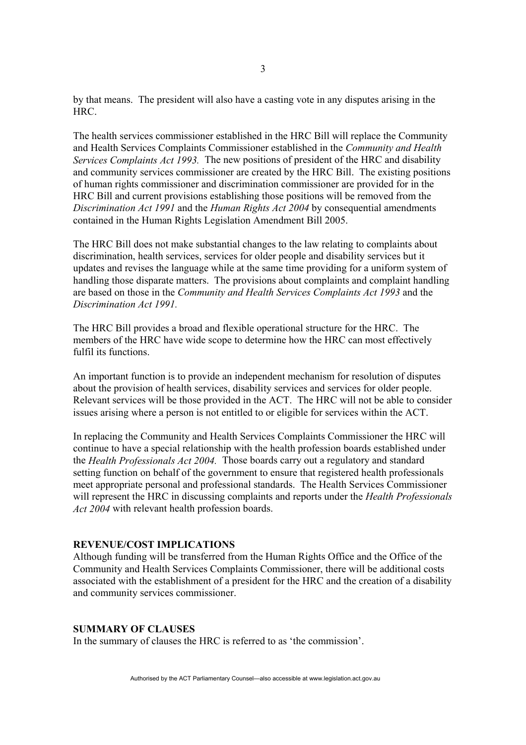by that means. The president will also have a casting vote in any disputes arising in the HRC.

The health services commissioner established in the HRC Bill will replace the Community and Health Services Complaints Commissioner established in the *Community and Health Services Complaints Act 1993.* The new positions of president of the HRC and disability and community services commissioner are created by the HRC Bill. The existing positions of human rights commissioner and discrimination commissioner are provided for in the HRC Bill and current provisions establishing those positions will be removed from the *Discrimination Act 1991* and the *Human Rights Act 2004* by consequential amendments contained in the Human Rights Legislation Amendment Bill 2005.

The HRC Bill does not make substantial changes to the law relating to complaints about discrimination, health services, services for older people and disability services but it updates and revises the language while at the same time providing for a uniform system of handling those disparate matters. The provisions about complaints and complaint handling are based on those in the *Community and Health Services Complaints Act 1993* and the *Discrimination Act 1991.*

The HRC Bill provides a broad and flexible operational structure for the HRC. The members of the HRC have wide scope to determine how the HRC can most effectively fulfil its functions.

An important function is to provide an independent mechanism for resolution of disputes about the provision of health services, disability services and services for older people. Relevant services will be those provided in the ACT. The HRC will not be able to consider issues arising where a person is not entitled to or eligible for services within the ACT.

In replacing the Community and Health Services Complaints Commissioner the HRC will continue to have a special relationship with the health profession boards established under the *Health Professionals Act 2004.* Those boards carry out a regulatory and standard setting function on behalf of the government to ensure that registered health professionals meet appropriate personal and professional standards. The Health Services Commissioner will represent the HRC in discussing complaints and reports under the *Health Professionals Act 2004* with relevant health profession boards.

**REVENUE/COST IMPLICATIONS**

Although funding will be transferred from the Human Rights Office and the Office of the Community and Health Services Complaints Commissioner, there will be additional costs associated with the establishment of a president for the HRC and the creation of a disability and community services commissioner.

**SUMMARY OF CLAUSES**

In the summary of clauses the HRC is referred to as 'the commission'.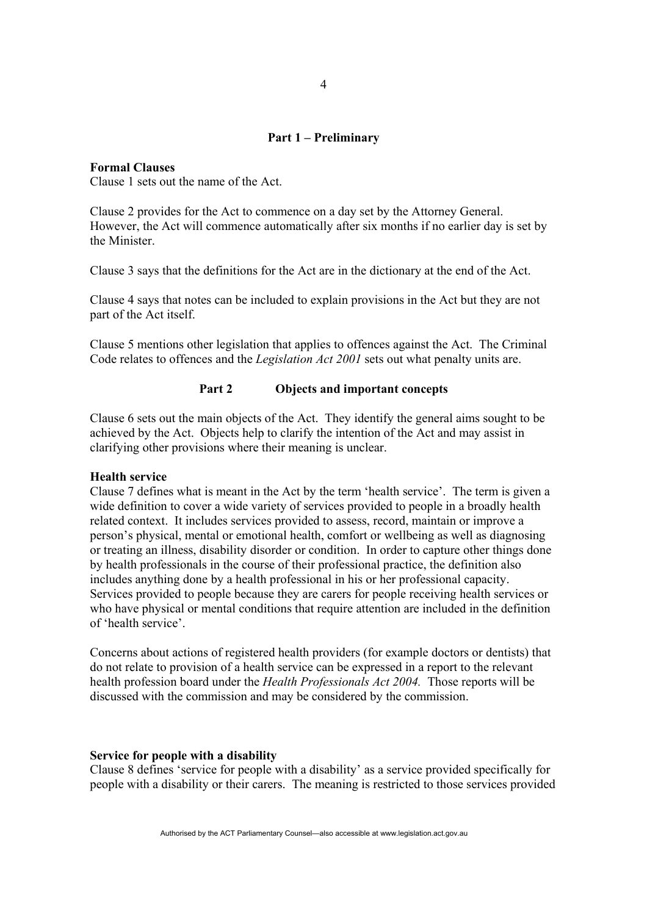## Part 1 – Preliminary

**Formal Clauses**
Clause 1 sets out the name of the Act.

Clause 2 provides for the Act to commence on a day set by the Attorney General. However, the Act will commence automatically after six months if no earlier day is set by the Minister.

Clause 3 says that the definitions for the Act are in the dictionary at the end of the Act.

Clause 4 says that notes can be included to explain provisions in the Act but they are not part of the Act itself.

Clause 5 mentions other legislation that applies to offences against the Act. The Criminal Code relates to offences and the *Legislation Act 2001* sets out what penalty units are.

## Part 2 Objects and important concepts

Clause 6 sets out the main objects of the Act. They identify the general aims sought to be achieved by the Act. Objects help to clarify the intention of the Act and may assist in clarifying other provisions where their meaning is unclear.

**Health service**
Clause 7 defines what is meant in the Act by the term 'health service'. The term is given a wide definition to cover a wide variety of services provided to people in a broadly health related context. It includes services provided to assess, record, maintain or improve a person's physical, mental or emotional health, comfort or wellbeing as well as diagnosing or treating an illness, disability disorder or condition. In order to capture other things done by health professionals in the course of their professional practice, the definition also includes anything done by a health professional in his or her professional capacity. Services provided to people because they are carers for people receiving health services or who have physical or mental conditions that require attention are included in the definition of 'health service'.

Concerns about actions of registered health providers (for example doctors or dentists) that do not relate to provision of a health service can be expressed in a report to the relevant health profession board under the *Health Professionals Act 2004.* Those reports will be discussed with the commission and may be considered by the commission.

**Service for people with a disability**
Clause 8 defines 'service for people with a disability' as a service provided specifically for people with a disability or their carers. The meaning is restricted to those services provided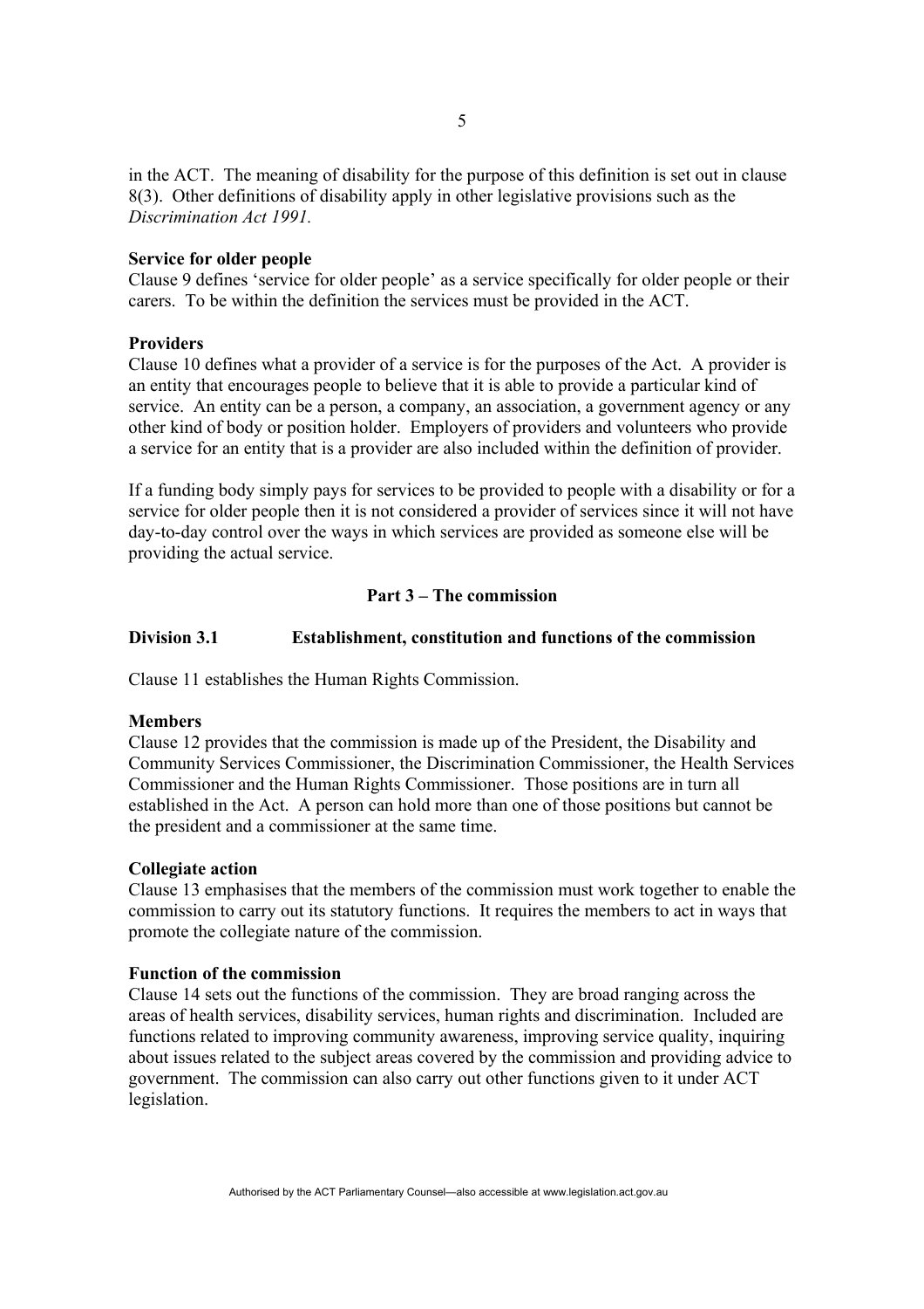in the ACT. The meaning of disability for the purpose of this definition is set out in clause 8(3). Other definitions of disability apply in other legislative provisions such as the *Discrimination Act 1991.*

**Service for older people**

Clause 9 defines 'service for older people' as a service specifically for older people or their carers. To be within the definition the services must be provided in the ACT.

**Providers**

Clause 10 defines what a provider of a service is for the purposes of the Act. A provider is an entity that encourages people to believe that it is able to provide a particular kind of service. An entity can be a person, a company, an association, a government agency or any other kind of body or position holder. Employers of providers and volunteers who provide a service for an entity that is a provider are also included within the definition of provider.

If a funding body simply pays for services to be provided to people with a disability or for a service for older people then it is not considered a provider of services since it will not have day-to-day control over the ways in which services are provided as someone else will be providing the actual service.

## Part 3 – The commission

### Division 3.1 Establishment, constitution and functions of the commission

Clause 11 establishes the Human Rights Commission.

**Members**

Clause 12 provides that the commission is made up of the President, the Disability and Community Services Commissioner, the Discrimination Commissioner, the Health Services Commissioner and the Human Rights Commissioner. Those positions are in turn all established in the Act. A person can hold more than one of those positions but cannot be the president and a commissioner at the same time.

**Collegiate action**

Clause 13 emphasises that the members of the commission must work together to enable the commission to carry out its statutory functions. It requires the members to act in ways that promote the collegiate nature of the commission.

**Function of the commission**

Clause 14 sets out the functions of the commission. They are broad ranging across the areas of health services, disability services, human rights and discrimination. Included are functions related to improving community awareness, improving service quality, inquiring about issues related to the subject areas covered by the commission and providing advice to government. The commission can also carry out other functions given to it under ACT legislation.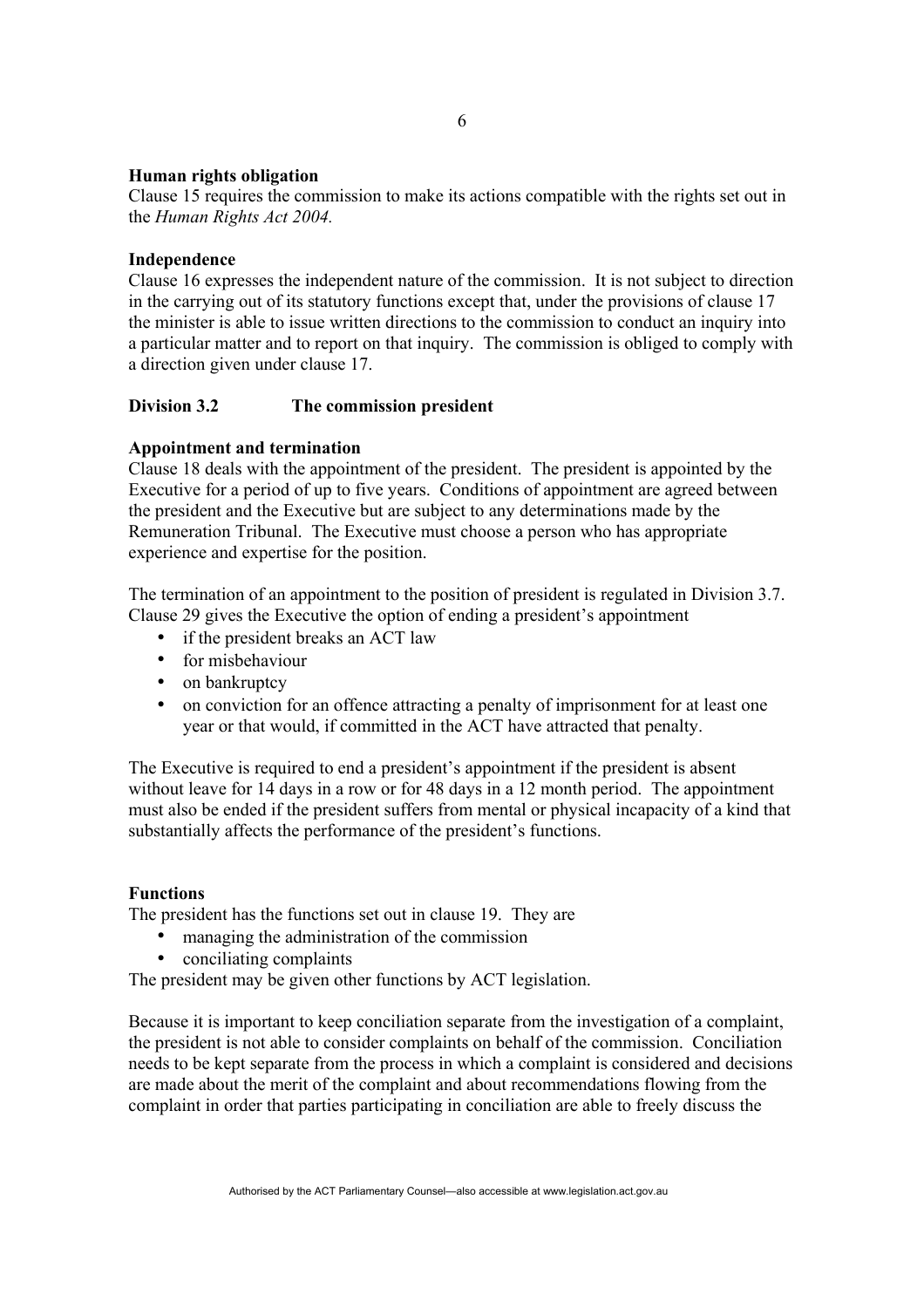**Human rights obligation**

Clause 15 requires the commission to make its actions compatible with the rights set out in the *Human Rights Act 2004.*

**Independence**

Clause 16 expresses the independent nature of the commission. It is not subject to direction in the carrying out of its statutory functions except that, under the provisions of clause 17 the minister is able to issue written directions to the commission to conduct an inquiry into a particular matter and to report on that inquiry. The commission is obliged to comply with a direction given under clause 17.

## Division 3.2 The commission president

**Appointment and termination**

Clause 18 deals with the appointment of the president. The president is appointed by the Executive for a period of up to five years. Conditions of appointment are agreed between the president and the Executive but are subject to any determinations made by the Remuneration Tribunal. The Executive must choose a person who has appropriate experience and expertise for the position.

The termination of an appointment to the position of president is regulated in Division 3.7. Clause 29 gives the Executive the option of ending a president's appointment

- if the president breaks an ACT law
- for misbehaviour
- on bankruptcy
- on conviction for an offence attracting a penalty of imprisonment for at least one year or that would, if committed in the ACT have attracted that penalty.

The Executive is required to end a president's appointment if the president is absent without leave for 14 days in a row or for 48 days in a 12 month period. The appointment must also be ended if the president suffers from mental or physical incapacity of a kind that substantially affects the performance of the president's functions.

**Functions**

The president has the functions set out in clause 19. They are

- managing the administration of the commission
- conciliating complaints

The president may be given other functions by ACT legislation.

Because it is important to keep conciliation separate from the investigation of a complaint, the president is not able to consider complaints on behalf of the commission. Conciliation needs to be kept separate from the process in which a complaint is considered and decisions are made about the merit of the complaint and about recommendations flowing from the complaint in order that parties participating in conciliation are able to freely discuss the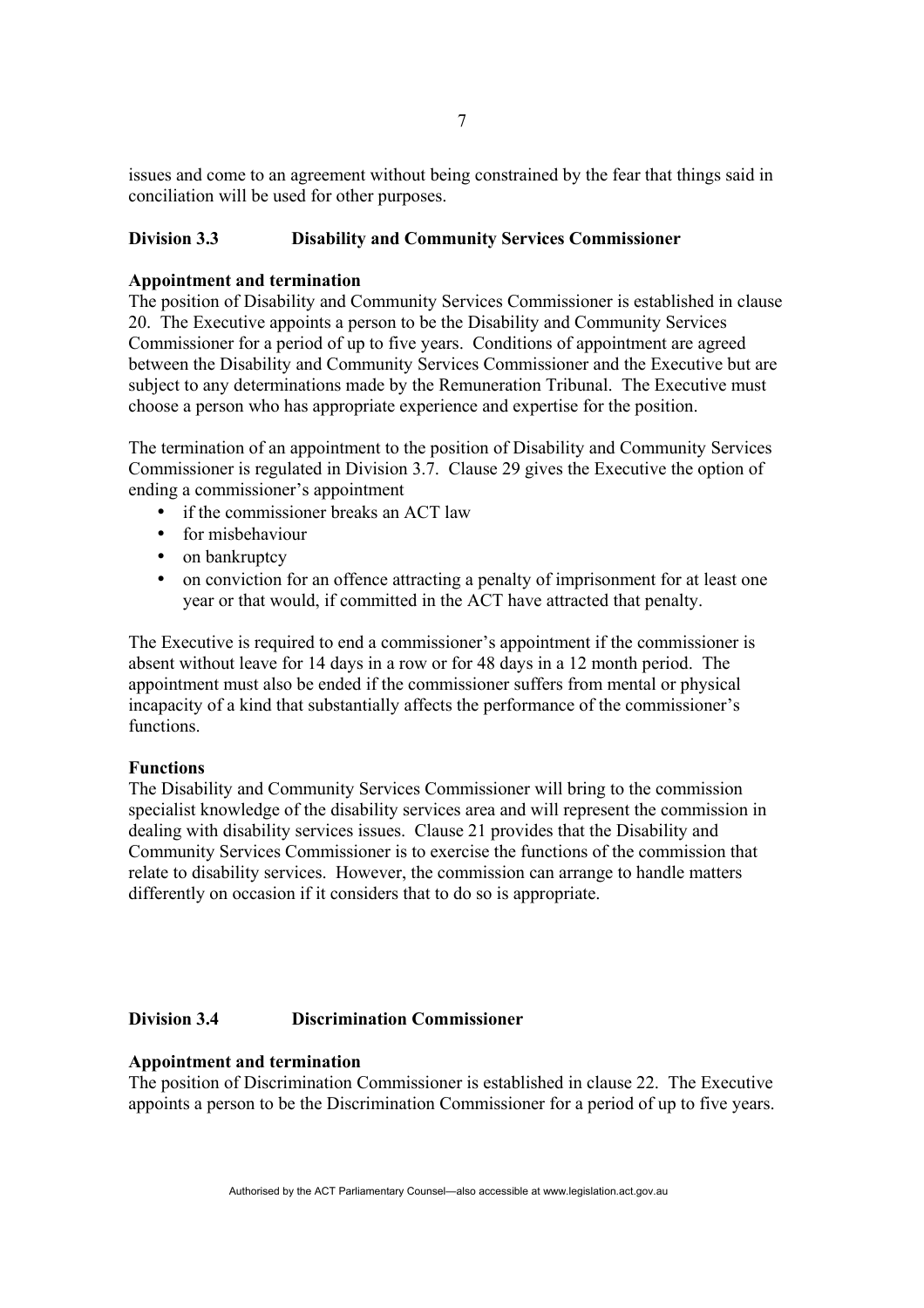issues and come to an agreement without being constrained by the fear that things said in conciliation will be used for other purposes.

### Division 3.3 Disability and Community Services Commissioner

**Appointment and termination**

The position of Disability and Community Services Commissioner is established in clause 20. The Executive appoints a person to be the Disability and Community Services Commissioner for a period of up to five years. Conditions of appointment are agreed between the Disability and Community Services Commissioner and the Executive but are subject to any determinations made by the Remuneration Tribunal. The Executive must choose a person who has appropriate experience and expertise for the position.

The termination of an appointment to the position of Disability and Community Services Commissioner is regulated in Division 3.7. Clause 29 gives the Executive the option of ending a commissioner's appointment

- if the commissioner breaks an ACT law
- for misbehaviour
- on bankruptcy
- on conviction for an offence attracting a penalty of imprisonment for at least one year or that would, if committed in the ACT have attracted that penalty.

The Executive is required to end a commissioner's appointment if the commissioner is absent without leave for 14 days in a row or for 48 days in a 12 month period. The appointment must also be ended if the commissioner suffers from mental or physical incapacity of a kind that substantially affects the performance of the commissioner's functions.

**Functions**

The Disability and Community Services Commissioner will bring to the commission specialist knowledge of the disability services area and will represent the commission in dealing with disability services issues. Clause 21 provides that the Disability and Community Services Commissioner is to exercise the functions of the commission that relate to disability services. However, the commission can arrange to handle matters differently on occasion if it considers that to do so is appropriate.

### Division 3.4 Discrimination Commissioner

**Appointment and termination**

The position of Discrimination Commissioner is established in clause 22. The Executive appoints a person to be the Discrimination Commissioner for a period of up to five years.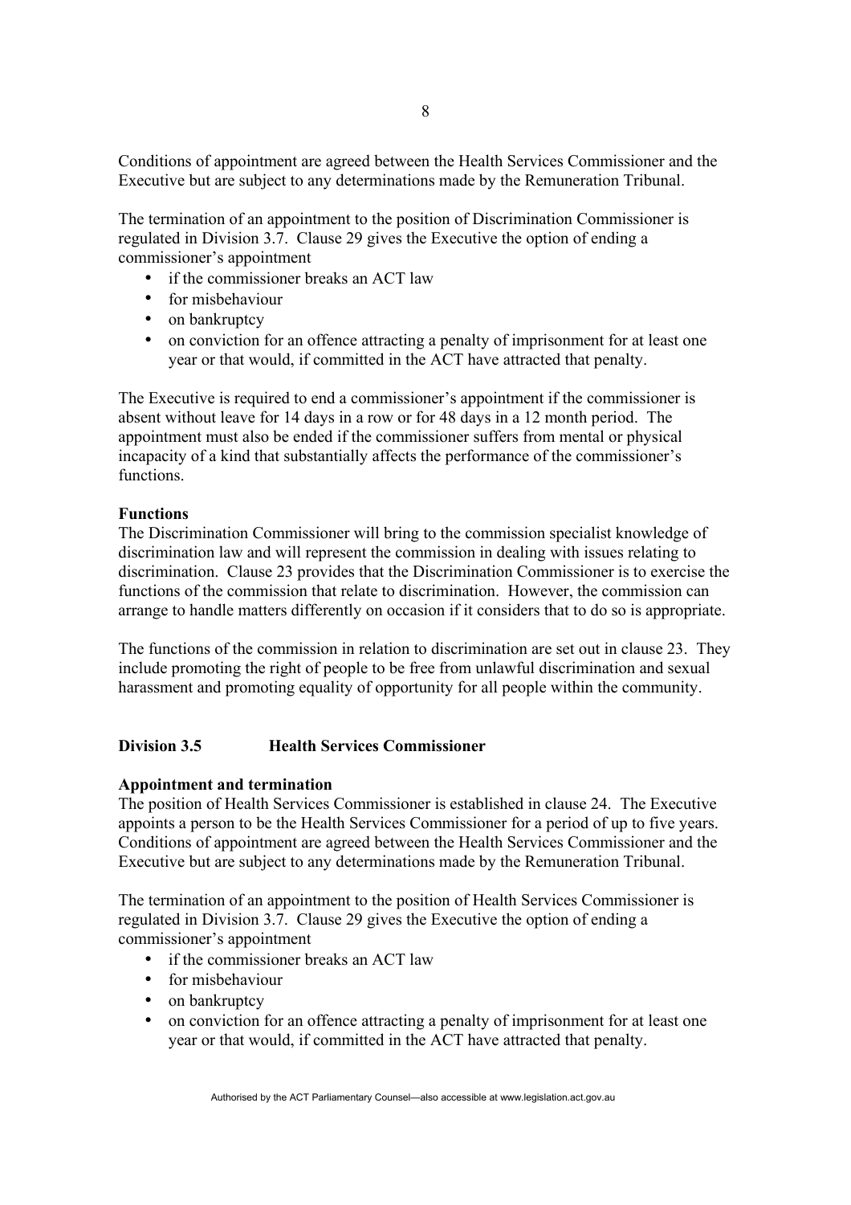Conditions of appointment are agreed between the Health Services Commissioner and the Executive but are subject to any determinations made by the Remuneration Tribunal.

The termination of an appointment to the position of Discrimination Commissioner is regulated in Division 3.7. Clause 29 gives the Executive the option of ending a commissioner's appointment

- if the commissioner breaks an ACT law
- for misbehaviour
- on bankruptcy
- on conviction for an offence attracting a penalty of imprisonment for at least one year or that would, if committed in the ACT have attracted that penalty.

The Executive is required to end a commissioner's appointment if the commissioner is absent without leave for 14 days in a row or for 48 days in a 12 month period. The appointment must also be ended if the commissioner suffers from mental or physical incapacity of a kind that substantially affects the performance of the commissioner's functions.

**Functions**

The Discrimination Commissioner will bring to the commission specialist knowledge of discrimination law and will represent the commission in dealing with issues relating to discrimination. Clause 23 provides that the Discrimination Commissioner is to exercise the functions of the commission that relate to discrimination. However, the commission can arrange to handle matters differently on occasion if it considers that to do so is appropriate.

The functions of the commission in relation to discrimination are set out in clause 23. They include promoting the right of people to be free from unlawful discrimination and sexual harassment and promoting equality of opportunity for all people within the community.

## Division 3.5 Health Services Commissioner

**Appointment and termination**

The position of Health Services Commissioner is established in clause 24. The Executive appoints a person to be the Health Services Commissioner for a period of up to five years. Conditions of appointment are agreed between the Health Services Commissioner and the Executive but are subject to any determinations made by the Remuneration Tribunal.

The termination of an appointment to the position of Health Services Commissioner is regulated in Division 3.7. Clause 29 gives the Executive the option of ending a commissioner's appointment

- if the commissioner breaks an ACT law
- for misbehaviour
- on bankruptcy
- on conviction for an offence attracting a penalty of imprisonment for at least one year or that would, if committed in the ACT have attracted that penalty.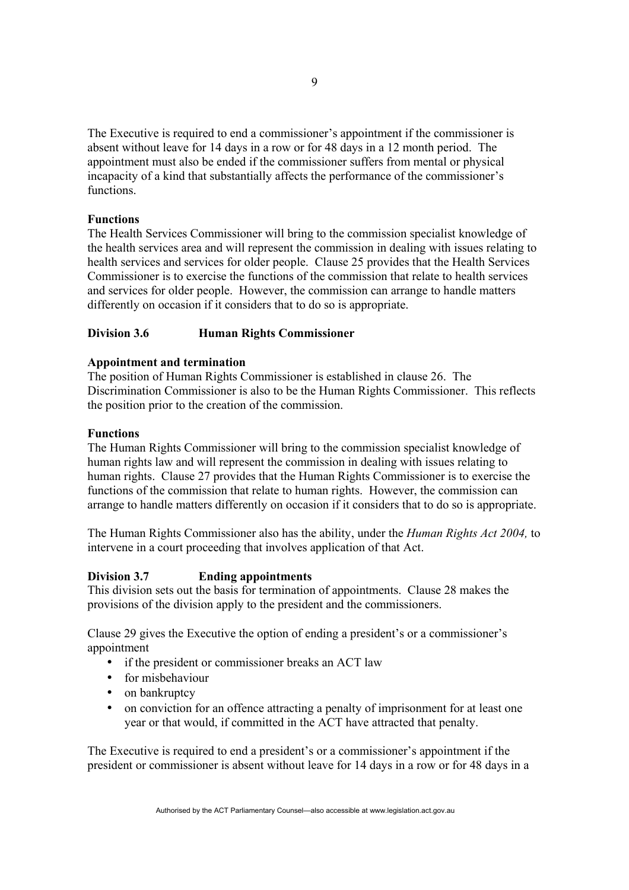The Executive is required to end a commissioner's appointment if the commissioner is absent without leave for 14 days in a row or for 48 days in a 12 month period. The appointment must also be ended if the commissioner suffers from mental or physical incapacity of a kind that substantially affects the performance of the commissioner's functions.

**Functions**
The Health Services Commissioner will bring to the commission specialist knowledge of the health services area and will represent the commission in dealing with issues relating to health services and services for older people. Clause 25 provides that the Health Services Commissioner is to exercise the functions of the commission that relate to health services and services for older people. However, the commission can arrange to handle matters differently on occasion if it considers that to do so is appropriate.

### Division 3.6 Human Rights Commissioner

**Appointment and termination**
The position of Human Rights Commissioner is established in clause 26. The Discrimination Commissioner is also to be the Human Rights Commissioner. This reflects the position prior to the creation of the commission.

**Functions**
The Human Rights Commissioner will bring to the commission specialist knowledge of human rights law and will represent the commission in dealing with issues relating to human rights. Clause 27 provides that the Human Rights Commissioner is to exercise the functions of the commission that relate to human rights. However, the commission can arrange to handle matters differently on occasion if it considers that to do so is appropriate.

The Human Rights Commissioner also has the ability, under the *Human Rights Act 2004,* to intervene in a court proceeding that involves application of that Act.

### Division 3.7 Ending appointments

This division sets out the basis for termination of appointments. Clause 28 makes the provisions of the division apply to the president and the commissioners.

Clause 29 gives the Executive the option of ending a president's or a commissioner's appointment

- if the president or commissioner breaks an ACT law
- for misbehaviour
- on bankruptcy
- on conviction for an offence attracting a penalty of imprisonment for at least one year or that would, if committed in the ACT have attracted that penalty.

The Executive is required to end a president's or a commissioner's appointment if the president or commissioner is absent without leave for 14 days in a row or for 48 days in a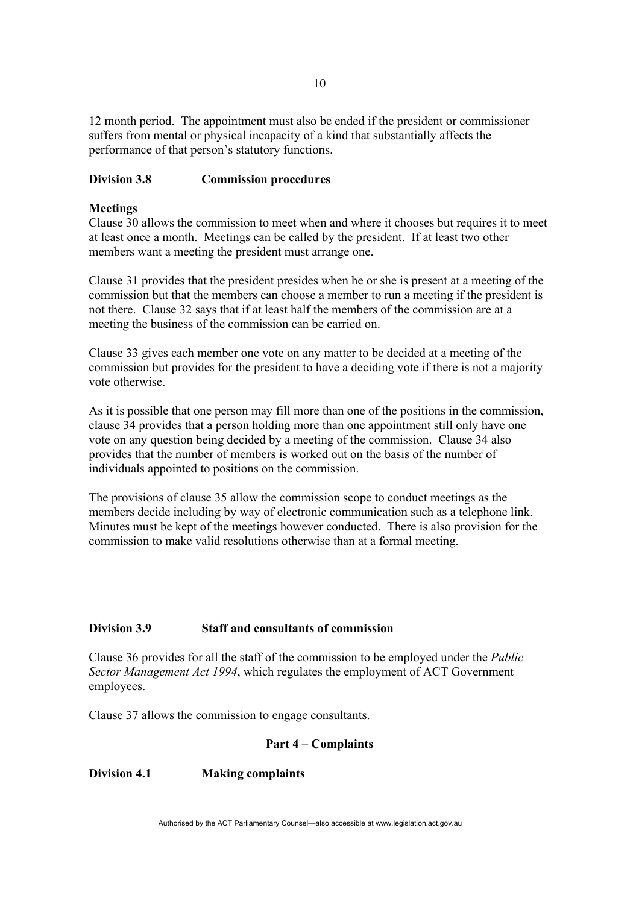12 month period. The appointment must also be ended if the president or commissioner suffers from mental or physical incapacity of a kind that substantially affects the performance of that person's statutory functions.

### Division 3.8 Commission procedures

**Meetings**

Clause 30 allows the commission to meet when and where it chooses but requires it to meet at least once a month. Meetings can be called by the president. If at least two other members want a meeting the president must arrange one.

Clause 31 provides that the president presides when he or she is present at a meeting of the commission but that the members can choose a member to run a meeting if the president is not there. Clause 32 says that if at least half the members of the commission are at a meeting the business of the commission can be carried on.

Clause 33 gives each member one vote on any matter to be decided at a meeting of the commission but provides for the president to have a deciding vote if there is not a majority vote otherwise.

As it is possible that one person may fill more than one of the positions in the commission, clause 34 provides that a person holding more than one appointment still only have one vote on any question being decided by a meeting of the commission. Clause 34 also provides that the number of members is worked out on the basis of the number of individuals appointed to positions on the commission.

The provisions of clause 35 allow the commission scope to conduct meetings as the members decide including by way of electronic communication such as a telephone link. Minutes must be kept of the meetings however conducted. There is also provision for the commission to make valid resolutions otherwise than at a formal meeting.

### Division 3.9 Staff and consultants of commission

Clause 36 provides for all the staff of the commission to be employed under the *Public Sector Management Act 1994*, which regulates the employment of ACT Government employees.

Clause 37 allows the commission to engage consultants.

## Part 4 – Complaints

### Division 4.1 Making complaints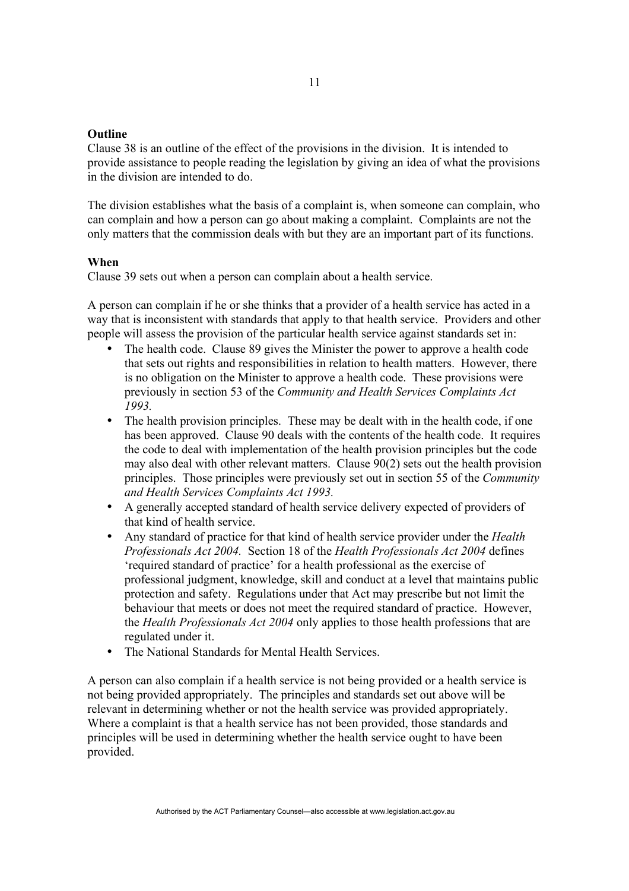**Outline**

Clause 38 is an outline of the effect of the provisions in the division. It is intended to provide assistance to people reading the legislation by giving an idea of what the provisions in the division are intended to do.

The division establishes what the basis of a complaint is, when someone can complain, who can complain and how a person can go about making a complaint. Complaints are not the only matters that the commission deals with but they are an important part of its functions.

**When**

Clause 39 sets out when a person can complain about a health service.

A person can complain if he or she thinks that a provider of a health service has acted in a way that is inconsistent with standards that apply to that health service. Providers and other people will assess the provision of the particular health service against standards set in:

- The health code. Clause 89 gives the Minister the power to approve a health code that sets out rights and responsibilities in relation to health matters. However, there is no obligation on the Minister to approve a health code. These provisions were previously in section 53 of the *Community and Health Services Complaints Act 1993.*
- The health provision principles. These may be dealt with in the health code, if one has been approved. Clause 90 deals with the contents of the health code. It requires the code to deal with implementation of the health provision principles but the code may also deal with other relevant matters. Clause 90(2) sets out the health provision principles. Those principles were previously set out in section 55 of the *Community and Health Services Complaints Act 1993.*
- A generally accepted standard of health service delivery expected of providers of that kind of health service.
- Any standard of practice for that kind of health service provider under the *Health Professionals Act 2004.* Section 18 of the *Health Professionals Act 2004* defines 'required standard of practice' for a health professional as the exercise of professional judgment, knowledge, skill and conduct at a level that maintains public protection and safety. Regulations under that Act may prescribe but not limit the behaviour that meets or does not meet the required standard of practice. However, the *Health Professionals Act 2004* only applies to those health professions that are regulated under it.
- The National Standards for Mental Health Services.

A person can also complain if a health service is not being provided or a health service is not being provided appropriately. The principles and standards set out above will be relevant in determining whether or not the health service was provided appropriately. Where a complaint is that a health service has not been provided, those standards and principles will be used in determining whether the health service ought to have been provided.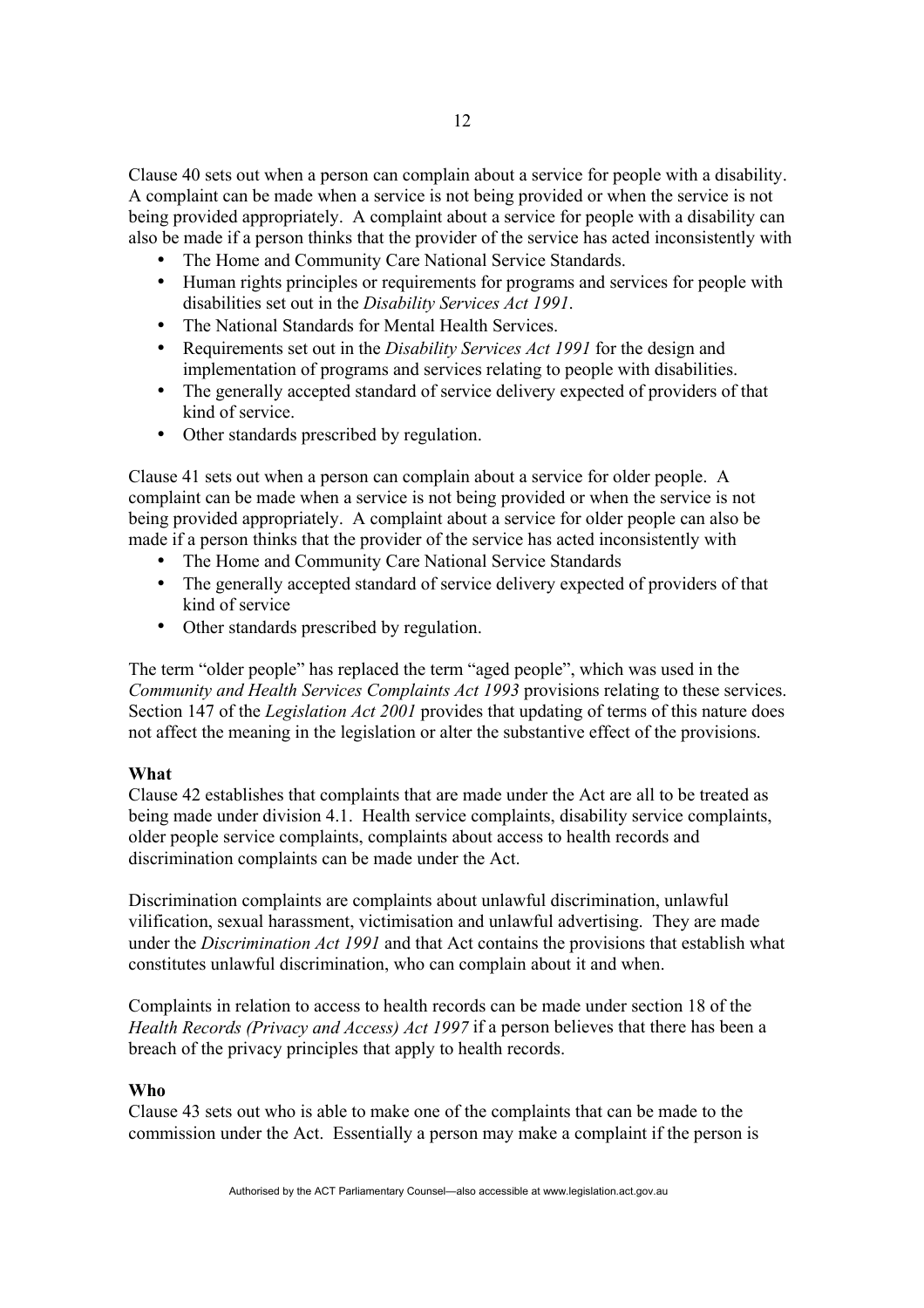Clause 40 sets out when a person can complain about a service for people with a disability. A complaint can be made when a service is not being provided or when the service is not being provided appropriately. A complaint about a service for people with a disability can also be made if a person thinks that the provider of the service has acted inconsistently with

- The Home and Community Care National Service Standards.
- Human rights principles or requirements for programs and services for people with disabilities set out in the *Disability Services Act 1991*.
- The National Standards for Mental Health Services.
- Requirements set out in the *Disability Services Act 1991* for the design and implementation of programs and services relating to people with disabilities.
- The generally accepted standard of service delivery expected of providers of that kind of service.
- Other standards prescribed by regulation.

Clause 41 sets out when a person can complain about a service for older people. A complaint can be made when a service is not being provided or when the service is not being provided appropriately. A complaint about a service for older people can also be made if a person thinks that the provider of the service has acted inconsistently with

- The Home and Community Care National Service Standards
- The generally accepted standard of service delivery expected of providers of that kind of service
- Other standards prescribed by regulation.

The term "older people" has replaced the term "aged people", which was used in the *Community and Health Services Complaints Act 1993* provisions relating to these services. Section 147 of the *Legislation Act 2001* provides that updating of terms of this nature does not affect the meaning in the legislation or alter the substantive effect of the provisions.

**What**

Clause 42 establishes that complaints that are made under the Act are all to be treated as being made under division 4.1. Health service complaints, disability service complaints, older people service complaints, complaints about access to health records and discrimination complaints can be made under the Act.

Discrimination complaints are complaints about unlawful discrimination, unlawful vilification, sexual harassment, victimisation and unlawful advertising. They are made under the *Discrimination Act 1991* and that Act contains the provisions that establish what constitutes unlawful discrimination, who can complain about it and when.

Complaints in relation to access to health records can be made under section 18 of the *Health Records (Privacy and Access) Act 1997* if a person believes that there has been a breach of the privacy principles that apply to health records.

**Who**

Clause 43 sets out who is able to make one of the complaints that can be made to the commission under the Act. Essentially a person may make a complaint if the person is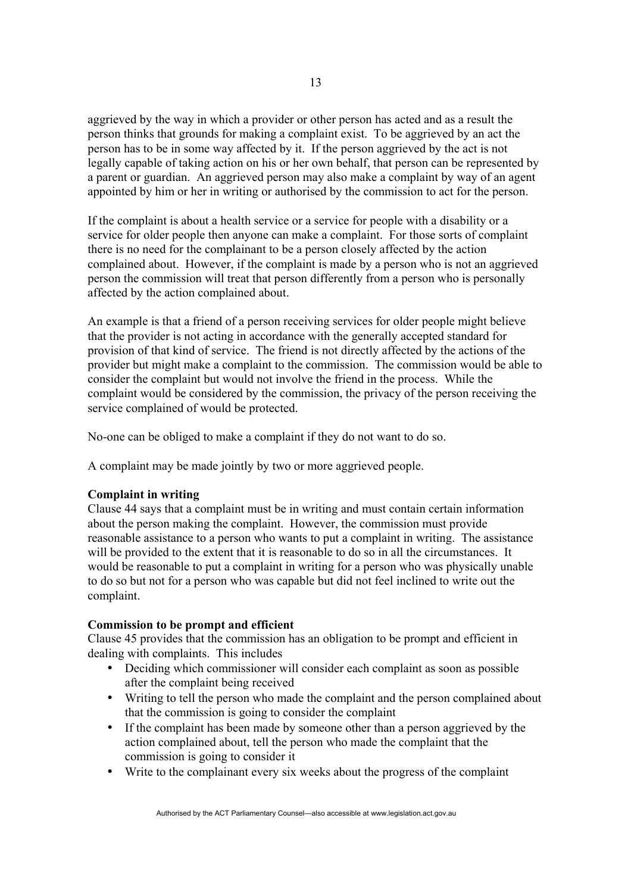aggrieved by the way in which a provider or other person has acted and as a result the person thinks that grounds for making a complaint exist. To be aggrieved by an act the person has to be in some way affected by it. If the person aggrieved by the act is not legally capable of taking action on his or her own behalf, that person can be represented by a parent or guardian. An aggrieved person may also make a complaint by way of an agent appointed by him or her in writing or authorised by the commission to act for the person.

If the complaint is about a health service or a service for people with a disability or a service for older people then anyone can make a complaint. For those sorts of complaint there is no need for the complainant to be a person closely affected by the action complained about. However, if the complaint is made by a person who is not an aggrieved person the commission will treat that person differently from a person who is personally affected by the action complained about.

An example is that a friend of a person receiving services for older people might believe that the provider is not acting in accordance with the generally accepted standard for provision of that kind of service. The friend is not directly affected by the actions of the provider but might make a complaint to the commission. The commission would be able to consider the complaint but would not involve the friend in the process. While the complaint would be considered by the commission, the privacy of the person receiving the service complained of would be protected.

No-one can be obliged to make a complaint if they do not want to do so.

A complaint may be made jointly by two or more aggrieved people.

**Complaint in writing**

Clause 44 says that a complaint must be in writing and must contain certain information about the person making the complaint. However, the commission must provide reasonable assistance to a person who wants to put a complaint in writing. The assistance will be provided to the extent that it is reasonable to do so in all the circumstances. It would be reasonable to put a complaint in writing for a person who was physically unable to do so but not for a person who was capable but did not feel inclined to write out the complaint.

**Commission to be prompt and efficient**

Clause 45 provides that the commission has an obligation to be prompt and efficient in dealing with complaints. This includes

- Deciding which commissioner will consider each complaint as soon as possible after the complaint being received
- Writing to tell the person who made the complaint and the person complained about that the commission is going to consider the complaint
- If the complaint has been made by someone other than a person aggrieved by the action complained about, tell the person who made the complaint that the commission is going to consider it
- Write to the complainant every six weeks about the progress of the complaint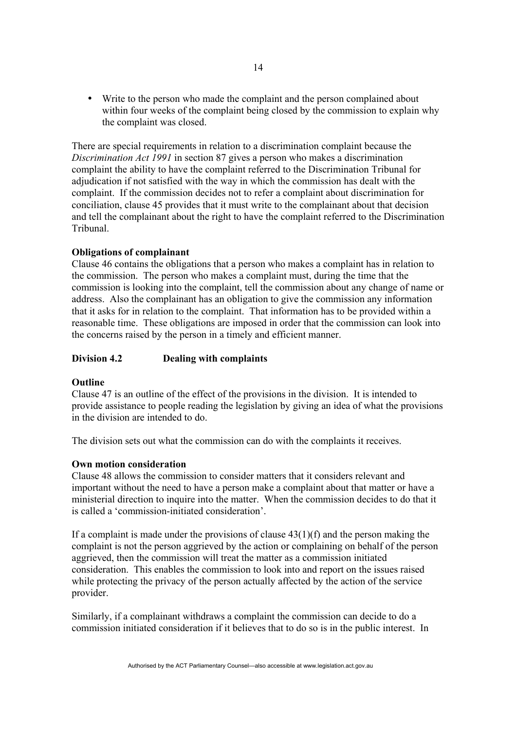- Write to the person who made the complaint and the person complained about within four weeks of the complaint being closed by the commission to explain why the complaint was closed.

There are special requirements in relation to a discrimination complaint because the *Discrimination Act 1991* in section 87 gives a person who makes a discrimination complaint the ability to have the complaint referred to the Discrimination Tribunal for adjudication if not satisfied with the way in which the commission has dealt with the complaint. If the commission decides not to refer a complaint about discrimination for conciliation, clause 45 provides that it must write to the complainant about that decision and tell the complainant about the right to have the complaint referred to the Discrimination Tribunal.

**Obligations of complainant**

Clause 46 contains the obligations that a person who makes a complaint has in relation to the commission. The person who makes a complaint must, during the time that the commission is looking into the complaint, tell the commission about any change of name or address. Also the complainant has an obligation to give the commission any information that it asks for in relation to the complaint. That information has to be provided within a reasonable time. These obligations are imposed in order that the commission can look into the concerns raised by the person in a timely and efficient manner.

## Division 4.2 Dealing with complaints

**Outline**

Clause 47 is an outline of the effect of the provisions in the division. It is intended to provide assistance to people reading the legislation by giving an idea of what the provisions in the division are intended to do.

The division sets out what the commission can do with the complaints it receives.

**Own motion consideration**

Clause 48 allows the commission to consider matters that it considers relevant and important without the need to have a person make a complaint about that matter or have a ministerial direction to inquire into the matter. When the commission decides to do that it is called a 'commission-initiated consideration'.

If a complaint is made under the provisions of clause 43(1)(f) and the person making the complaint is not the person aggrieved by the action or complaining on behalf of the person aggrieved, then the commission will treat the matter as a commission initiated consideration. This enables the commission to look into and report on the issues raised while protecting the privacy of the person actually affected by the action of the service provider.

Similarly, if a complainant withdraws a complaint the commission can decide to do a commission initiated consideration if it believes that to do so is in the public interest. In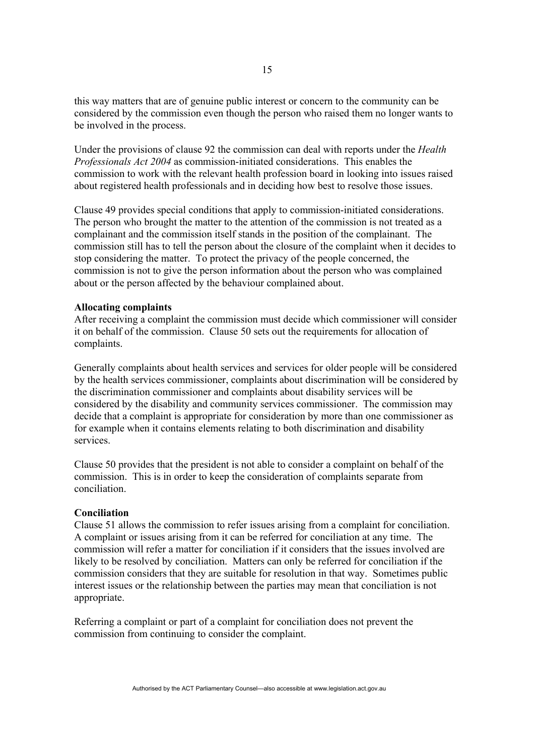this way matters that are of genuine public interest or concern to the community can be considered by the commission even though the person who raised them no longer wants to be involved in the process.

Under the provisions of clause 92 the commission can deal with reports under the *Health Professionals Act 2004* as commission-initiated considerations. This enables the commission to work with the relevant health profession board in looking into issues raised about registered health professionals and in deciding how best to resolve those issues.

Clause 49 provides special conditions that apply to commission-initiated considerations. The person who brought the matter to the attention of the commission is not treated as a complainant and the commission itself stands in the position of the complainant. The commission still has to tell the person about the closure of the complaint when it decides to stop considering the matter. To protect the privacy of the people concerned, the commission is not to give the person information about the person who was complained about or the person affected by the behaviour complained about.

**Allocating complaints**

After receiving a complaint the commission must decide which commissioner will consider it on behalf of the commission. Clause 50 sets out the requirements for allocation of complaints.

Generally complaints about health services and services for older people will be considered by the health services commissioner, complaints about discrimination will be considered by the discrimination commissioner and complaints about disability services will be considered by the disability and community services commissioner. The commission may decide that a complaint is appropriate for consideration by more than one commissioner as for example when it contains elements relating to both discrimination and disability services.

Clause 50 provides that the president is not able to consider a complaint on behalf of the commission. This is in order to keep the consideration of complaints separate from conciliation.

**Conciliation**

Clause 51 allows the commission to refer issues arising from a complaint for conciliation. A complaint or issues arising from it can be referred for conciliation at any time. The commission will refer a matter for conciliation if it considers that the issues involved are likely to be resolved by conciliation. Matters can only be referred for conciliation if the commission considers that they are suitable for resolution in that way. Sometimes public interest issues or the relationship between the parties may mean that conciliation is not appropriate.

Referring a complaint or part of a complaint for conciliation does not prevent the commission from continuing to consider the complaint.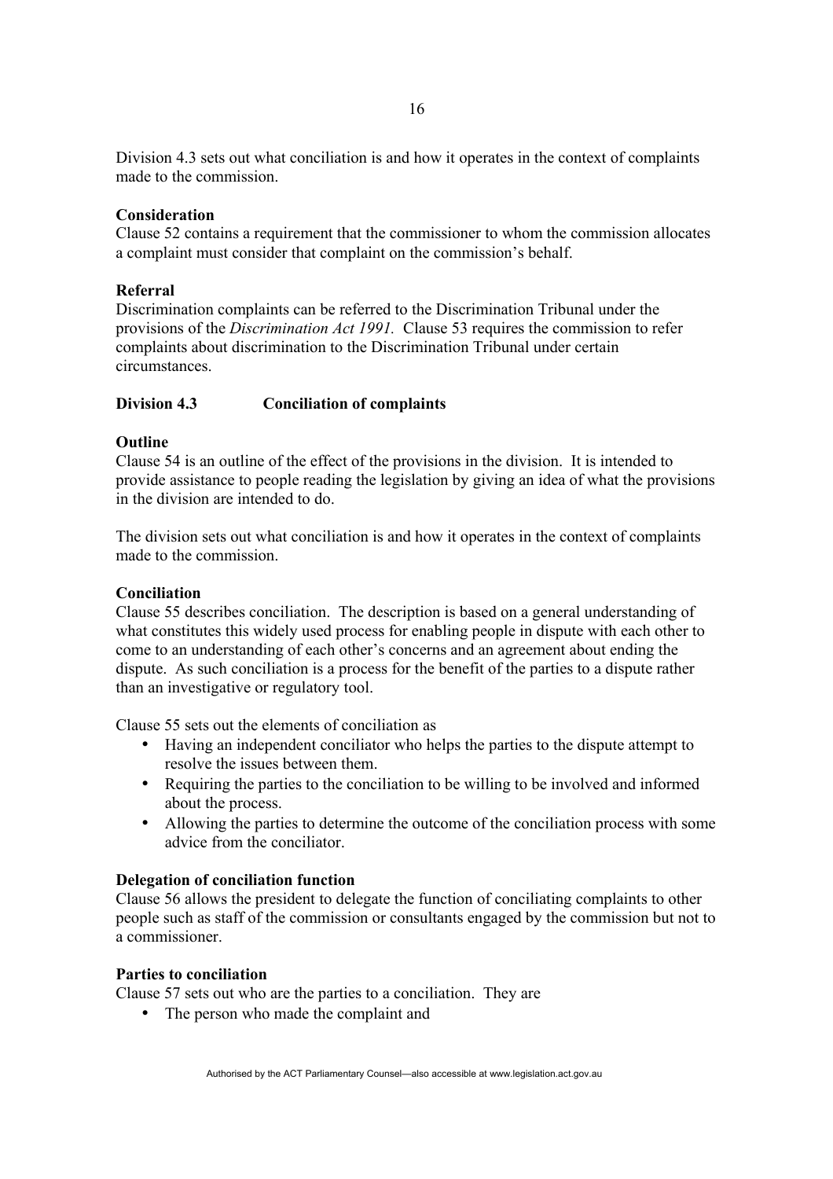Division 4.3 sets out what conciliation is and how it operates in the context of complaints made to the commission.

**Consideration**
Clause 52 contains a requirement that the commissioner to whom the commission allocates a complaint must consider that complaint on the commission's behalf.

**Referral**
Discrimination complaints can be referred to the Discrimination Tribunal under the provisions of the *Discrimination Act 1991.* Clause 53 requires the commission to refer complaints about discrimination to the Discrimination Tribunal under certain circumstances.

**Division 4.3 Conciliation of complaints**

**Outline**
Clause 54 is an outline of the effect of the provisions in the division. It is intended to provide assistance to people reading the legislation by giving an idea of what the provisions in the division are intended to do.

The division sets out what conciliation is and how it operates in the context of complaints made to the commission.

**Conciliation**
Clause 55 describes conciliation. The description is based on a general understanding of what constitutes this widely used process for enabling people in dispute with each other to come to an understanding of each other's concerns and an agreement about ending the dispute. As such conciliation is a process for the benefit of the parties to a dispute rather than an investigative or regulatory tool.

Clause 55 sets out the elements of conciliation as

- Having an independent conciliator who helps the parties to the dispute attempt to resolve the issues between them.
- Requiring the parties to the conciliation to be willing to be involved and informed about the process.
- Allowing the parties to determine the outcome of the conciliation process with some advice from the conciliator.

**Delegation of conciliation function**
Clause 56 allows the president to delegate the function of conciliating complaints to other people such as staff of the commission or consultants engaged by the commission but not to a commissioner.

**Parties to conciliation**
Clause 57 sets out who are the parties to a conciliation. They are

- The person who made the complaint and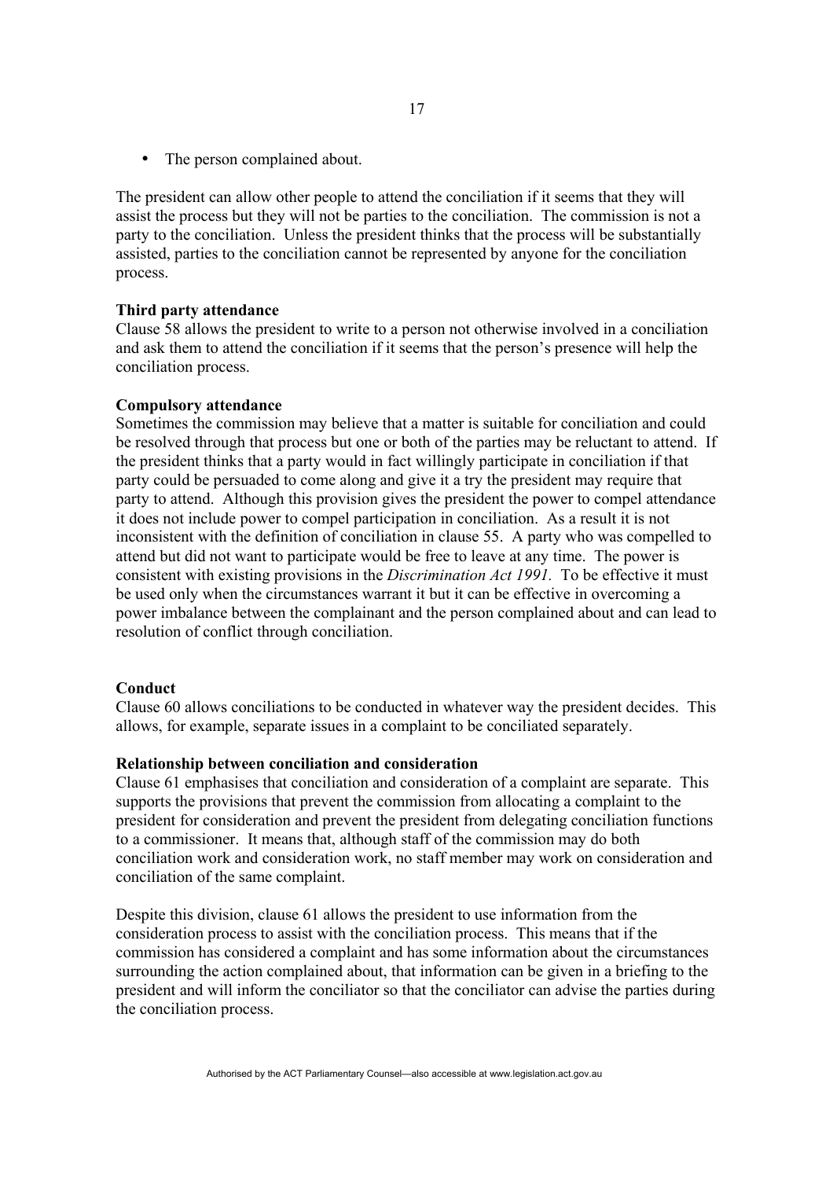- The person complained about.

The president can allow other people to attend the conciliation if it seems that they will assist the process but they will not be parties to the conciliation. The commission is not a party to the conciliation. Unless the president thinks that the process will be substantially assisted, parties to the conciliation cannot be represented by anyone for the conciliation process.

**Third party attendance**
Clause 58 allows the president to write to a person not otherwise involved in a conciliation and ask them to attend the conciliation if it seems that the person's presence will help the conciliation process.

**Compulsory attendance**
Sometimes the commission may believe that a matter is suitable for conciliation and could be resolved through that process but one or both of the parties may be reluctant to attend. If the president thinks that a party would in fact willingly participate in conciliation if that party could be persuaded to come along and give it a try the president may require that party to attend. Although this provision gives the president the power to compel attendance it does not include power to compel participation in conciliation. As a result it is not inconsistent with the definition of conciliation in clause 55. A party who was compelled to attend but did not want to participate would be free to leave at any time. The power is consistent with existing provisions in the *Discrimination Act 1991*. To be effective it must be used only when the circumstances warrant it but it can be effective in overcoming a power imbalance between the complainant and the person complained about and can lead to resolution of conflict through conciliation.

**Conduct**
Clause 60 allows conciliations to be conducted in whatever way the president decides. This allows, for example, separate issues in a complaint to be conciliated separately.

**Relationship between conciliation and consideration**
Clause 61 emphasises that conciliation and consideration of a complaint are separate. This supports the provisions that prevent the commission from allocating a complaint to the president for consideration and prevent the president from delegating conciliation functions to a commissioner. It means that, although staff of the commission may do both conciliation work and consideration work, no staff member may work on consideration and conciliation of the same complaint.

Despite this division, clause 61 allows the president to use information from the consideration process to assist with the conciliation process. This means that if the commission has considered a complaint and has some information about the circumstances surrounding the action complained about, that information can be given in a briefing to the president and will inform the conciliator so that the conciliator can advise the parties during the conciliation process.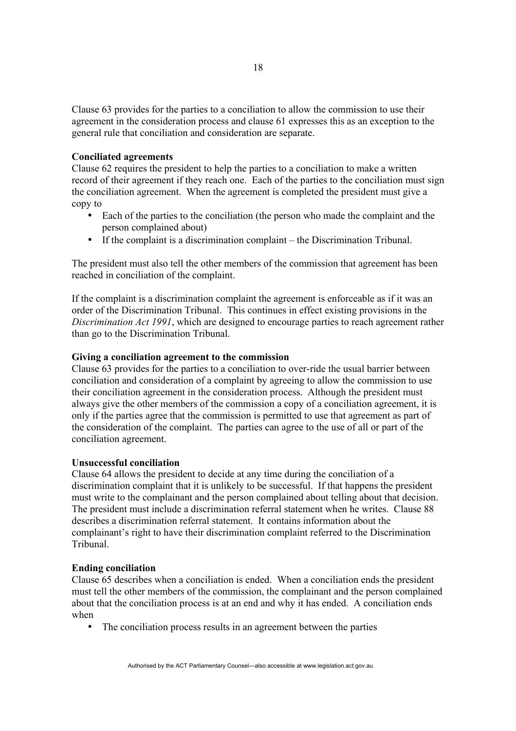Clause 63 provides for the parties to a conciliation to allow the commission to use their agreement in the consideration process and clause 61 expresses this as an exception to the general rule that conciliation and consideration are separate.

**Conciliated agreements**

Clause 62 requires the president to help the parties to a conciliation to make a written record of their agreement if they reach one. Each of the parties to the conciliation must sign the conciliation agreement. When the agreement is completed the president must give a copy to

- Each of the parties to the conciliation (the person who made the complaint and the person complained about)
- If the complaint is a discrimination complaint – the Discrimination Tribunal.

The president must also tell the other members of the commission that agreement has been reached in conciliation of the complaint.

If the complaint is a discrimination complaint the agreement is enforceable as if it was an order of the Discrimination Tribunal. This continues in effect existing provisions in the *Discrimination Act 1991*, which are designed to encourage parties to reach agreement rather than go to the Discrimination Tribunal.

**Giving a conciliation agreement to the commission**

Clause 63 provides for the parties to a conciliation to over-ride the usual barrier between conciliation and consideration of a complaint by agreeing to allow the commission to use their conciliation agreement in the consideration process. Although the president must always give the other members of the commission a copy of a conciliation agreement, it is only if the parties agree that the commission is permitted to use that agreement as part of the consideration of the complaint. The parties can agree to the use of all or part of the conciliation agreement.

**Unsuccessful conciliation**

Clause 64 allows the president to decide at any time during the conciliation of a discrimination complaint that it is unlikely to be successful. If that happens the president must write to the complainant and the person complained about telling about that decision. The president must include a discrimination referral statement when he writes. Clause 88 describes a discrimination referral statement. It contains information about the complainant's right to have their discrimination complaint referred to the Discrimination Tribunal.

**Ending conciliation**

Clause 65 describes when a conciliation is ended. When a conciliation ends the president must tell the other members of the commission, the complainant and the person complained about that the conciliation process is at an end and why it has ended. A conciliation ends when

- The conciliation process results in an agreement between the parties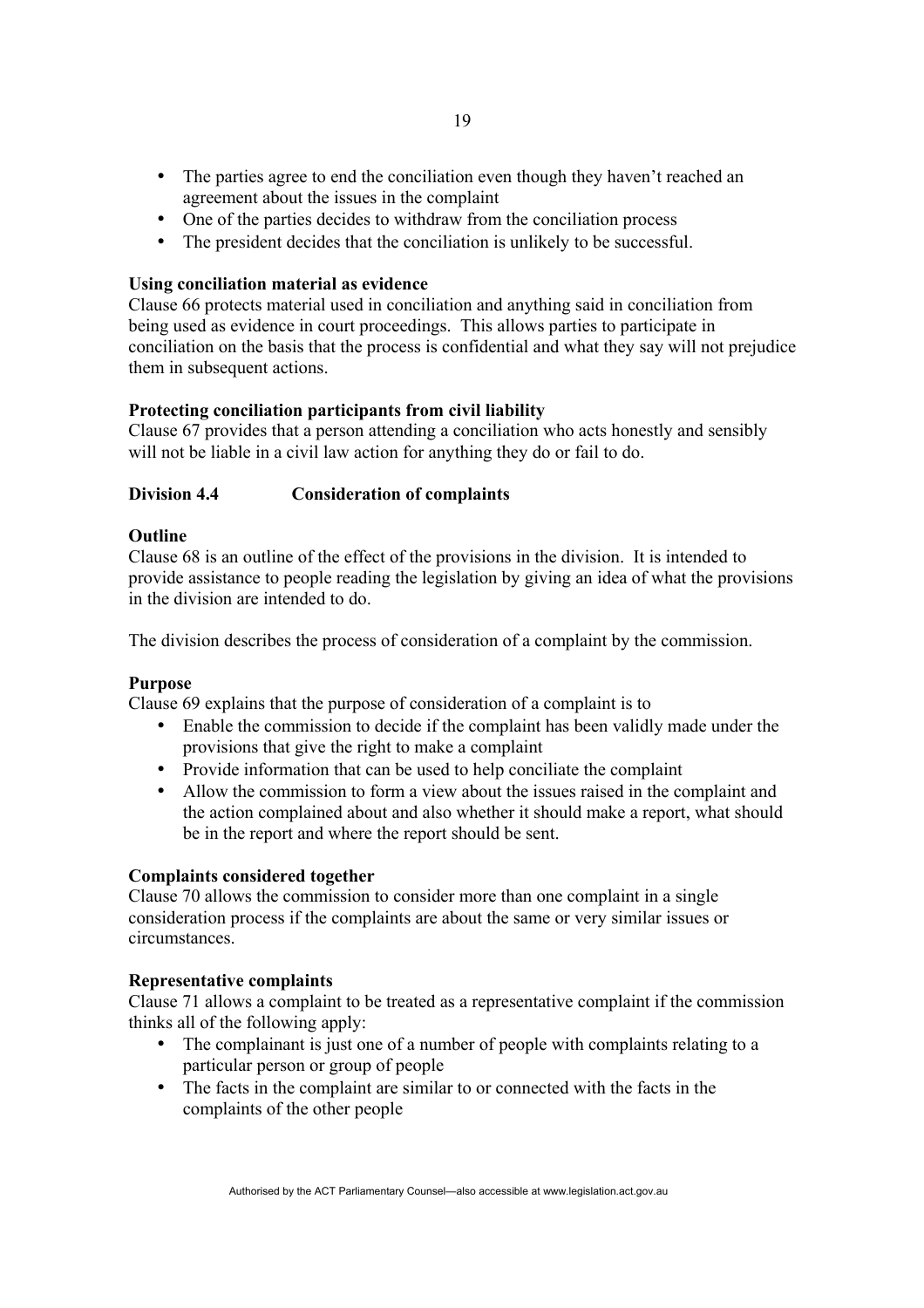- The parties agree to end the conciliation even though they haven't reached an agreement about the issues in the complaint
- One of the parties decides to withdraw from the conciliation process
- The president decides that the conciliation is unlikely to be successful.

**Using conciliation material as evidence**
Clause 66 protects material used in conciliation and anything said in conciliation from being used as evidence in court proceedings. This allows parties to participate in conciliation on the basis that the process is confidential and what they say will not prejudice them in subsequent actions.

**Protecting conciliation participants from civil liability**
Clause 67 provides that a person attending a conciliation who acts honestly and sensibly will not be liable in a civil law action for anything they do or fail to do.

## Division 4.4 Consideration of complaints

**Outline**
Clause 68 is an outline of the effect of the provisions in the division. It is intended to provide assistance to people reading the legislation by giving an idea of what the provisions in the division are intended to do.

The division describes the process of consideration of a complaint by the commission.

**Purpose**
Clause 69 explains that the purpose of consideration of a complaint is to

- Enable the commission to decide if the complaint has been validly made under the provisions that give the right to make a complaint
- Provide information that can be used to help conciliate the complaint
- Allow the commission to form a view about the issues raised in the complaint and the action complained about and also whether it should make a report, what should be in the report and where the report should be sent.

**Complaints considered together**
Clause 70 allows the commission to consider more than one complaint in a single consideration process if the complaints are about the same or very similar issues or circumstances.

**Representative complaints**
Clause 71 allows a complaint to be treated as a representative complaint if the commission thinks all of the following apply:

- The complainant is just one of a number of people with complaints relating to a particular person or group of people
- The facts in the complaint are similar to or connected with the facts in the complaints of the other people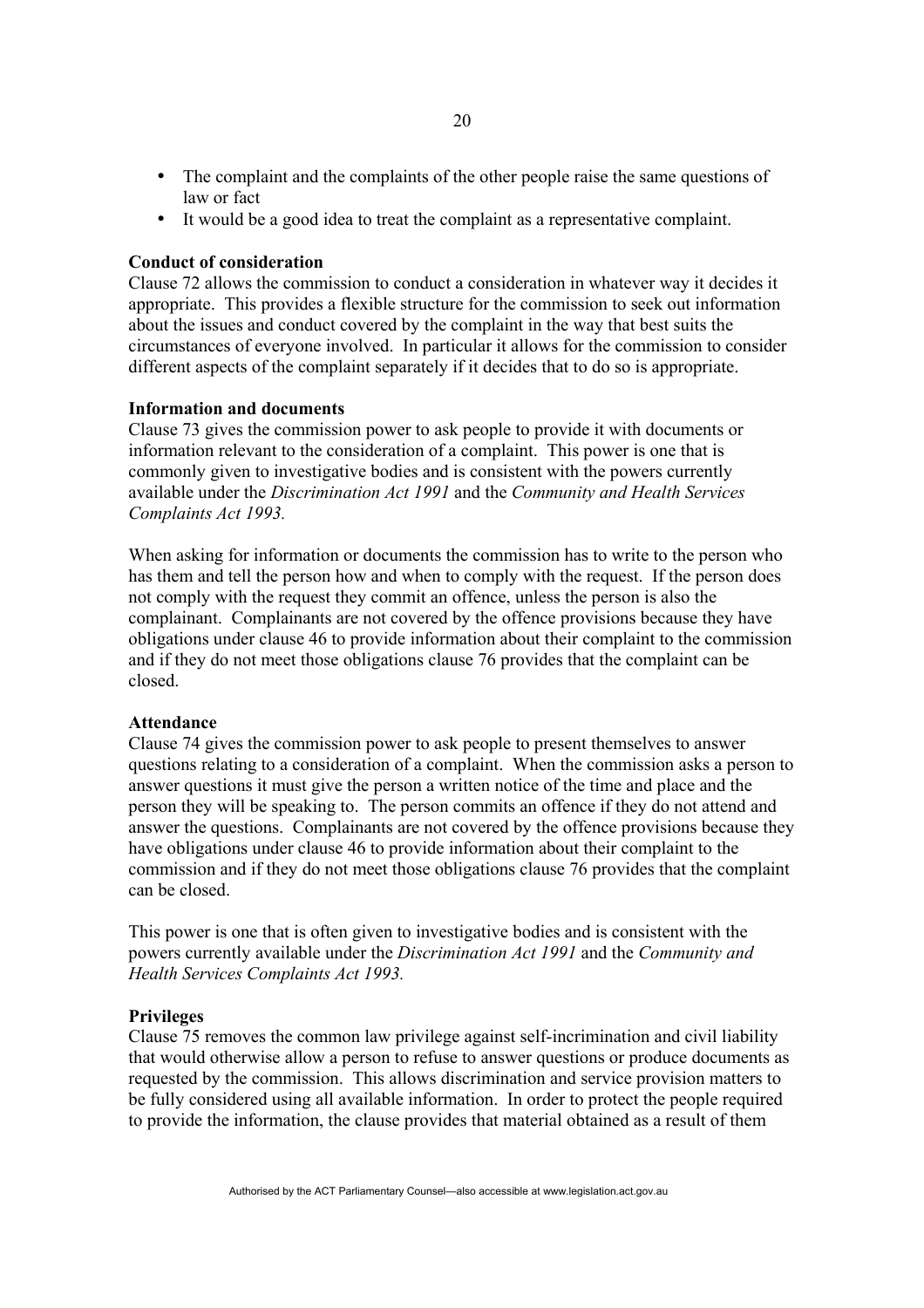- The complaint and the complaints of the other people raise the same questions of law or fact
- It would be a good idea to treat the complaint as a representative complaint.

**Conduct of consideration**

Clause 72 allows the commission to conduct a consideration in whatever way it decides it appropriate. This provides a flexible structure for the commission to seek out information about the issues and conduct covered by the complaint in the way that best suits the circumstances of everyone involved. In particular it allows for the commission to consider different aspects of the complaint separately if it decides that to do so is appropriate.

**Information and documents**

Clause 73 gives the commission power to ask people to provide it with documents or information relevant to the consideration of a complaint. This power is one that is commonly given to investigative bodies and is consistent with the powers currently available under the *Discrimination Act 1991* and the *Community and Health Services Complaints Act 1993.*

When asking for information or documents the commission has to write to the person who has them and tell the person how and when to comply with the request. If the person does not comply with the request they commit an offence, unless the person is also the complainant. Complainants are not covered by the offence provisions because they have obligations under clause 46 to provide information about their complaint to the commission and if they do not meet those obligations clause 76 provides that the complaint can be closed.

**Attendance**

Clause 74 gives the commission power to ask people to present themselves to answer questions relating to a consideration of a complaint. When the commission asks a person to answer questions it must give the person a written notice of the time and place and the person they will be speaking to. The person commits an offence if they do not attend and answer the questions. Complainants are not covered by the offence provisions because they have obligations under clause 46 to provide information about their complaint to the commission and if they do not meet those obligations clause 76 provides that the complaint can be closed.

This power is one that is often given to investigative bodies and is consistent with the powers currently available under the *Discrimination Act 1991* and the *Community and Health Services Complaints Act 1993.*

**Privileges**

Clause 75 removes the common law privilege against self-incrimination and civil liability that would otherwise allow a person to refuse to answer questions or produce documents as requested by the commission. This allows discrimination and service provision matters to be fully considered using all available information. In order to protect the people required to provide the information, the clause provides that material obtained as a result of them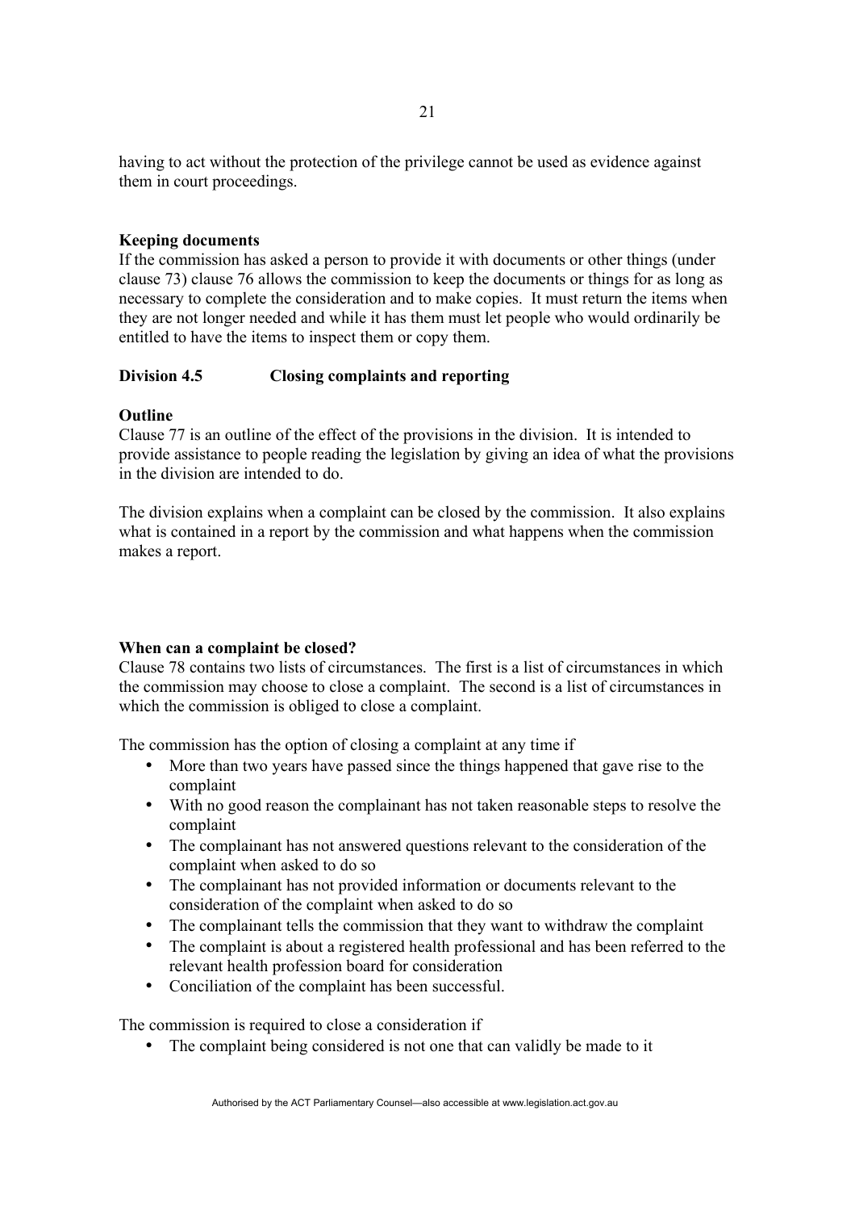having to act without the protection of the privilege cannot be used as evidence against them in court proceedings.

**Keeping documents**

If the commission has asked a person to provide it with documents or other things (under clause 73) clause 76 allows the commission to keep the documents or things for as long as necessary to complete the consideration and to make copies. It must return the items when they are not longer needed and while it has them must let people who would ordinarily be entitled to have the items to inspect them or copy them.

## Division 4.5 Closing complaints and reporting

**Outline**

Clause 77 is an outline of the effect of the provisions in the division. It is intended to provide assistance to people reading the legislation by giving an idea of what the provisions in the division are intended to do.

The division explains when a complaint can be closed by the commission. It also explains what is contained in a report by the commission and what happens when the commission makes a report.

**When can a complaint be closed?**

Clause 78 contains two lists of circumstances. The first is a list of circumstances in which the commission may choose to close a complaint. The second is a list of circumstances in which the commission is obliged to close a complaint.

The commission has the option of closing a complaint at any time if

- More than two years have passed since the things happened that gave rise to the complaint
- With no good reason the complainant has not taken reasonable steps to resolve the complaint
- The complainant has not answered questions relevant to the consideration of the complaint when asked to do so
- The complainant has not provided information or documents relevant to the consideration of the complaint when asked to do so
- The complainant tells the commission that they want to withdraw the complaint
- The complaint is about a registered health professional and has been referred to the relevant health profession board for consideration
- Conciliation of the complaint has been successful.

The commission is required to close a consideration if

- The complaint being considered is not one that can validly be made to it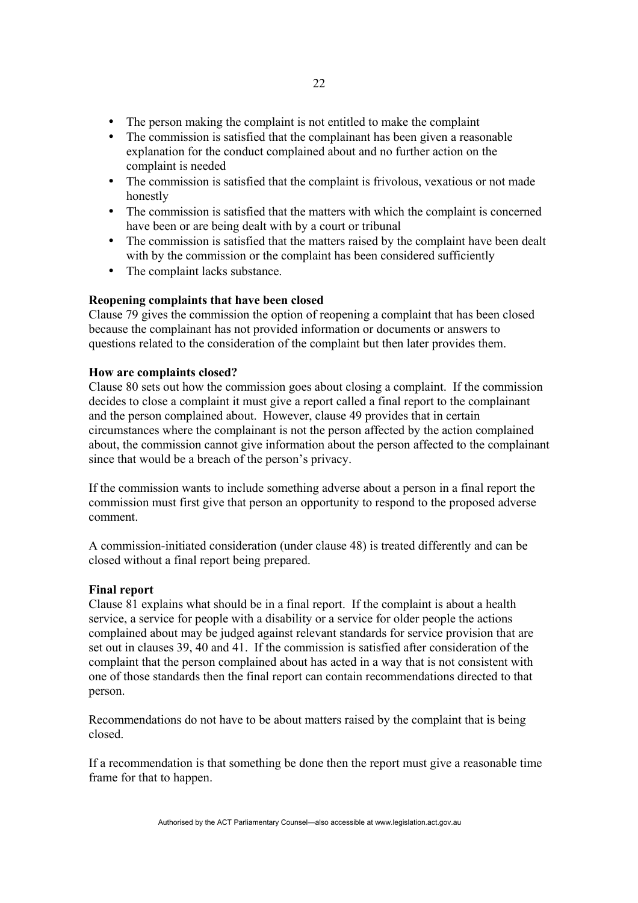- The person making the complaint is not entitled to make the complaint
- The commission is satisfied that the complainant has been given a reasonable explanation for the conduct complained about and no further action on the complaint is needed
- The commission is satisfied that the complaint is frivolous, vexatious or not made honestly
- The commission is satisfied that the matters with which the complaint is concerned have been or are being dealt with by a court or tribunal
- The commission is satisfied that the matters raised by the complaint have been dealt with by the commission or the complaint has been considered sufficiently
- The complaint lacks substance.

**Reopening complaints that have been closed**

Clause 79 gives the commission the option of reopening a complaint that has been closed because the complainant has not provided information or documents or answers to questions related to the consideration of the complaint but then later provides them.

**How are complaints closed?**

Clause 80 sets out how the commission goes about closing a complaint. If the commission decides to close a complaint it must give a report called a final report to the complainant and the person complained about. However, clause 49 provides that in certain circumstances where the complainant is not the person affected by the action complained about, the commission cannot give information about the person affected to the complainant since that would be a breach of the person's privacy.

If the commission wants to include something adverse about a person in a final report the commission must first give that person an opportunity to respond to the proposed adverse comment.

A commission-initiated consideration (under clause 48) is treated differently and can be closed without a final report being prepared.

**Final report**

Clause 81 explains what should be in a final report. If the complaint is about a health service, a service for people with a disability or a service for older people the actions complained about may be judged against relevant standards for service provision that are set out in clauses 39, 40 and 41. If the commission is satisfied after consideration of the complaint that the person complained about has acted in a way that is not consistent with one of those standards then the final report can contain recommendations directed to that person.

Recommendations do not have to be about matters raised by the complaint that is being closed.

If a recommendation is that something be done then the report must give a reasonable time frame for that to happen.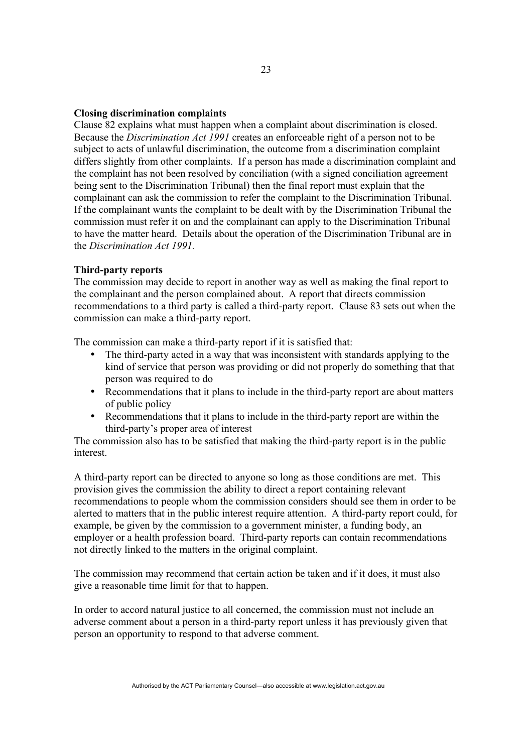**Closing discrimination complaints**

Clause 82 explains what must happen when a complaint about discrimination is closed. Because the *Discrimination Act 1991* creates an enforceable right of a person not to be subject to acts of unlawful discrimination, the outcome from a discrimination complaint differs slightly from other complaints. If a person has made a discrimination complaint and the complaint has not been resolved by conciliation (with a signed conciliation agreement being sent to the Discrimination Tribunal) then the final report must explain that the complainant can ask the commission to refer the complaint to the Discrimination Tribunal. If the complainant wants the complaint to be dealt with by the Discrimination Tribunal the commission must refer it on and the complainant can apply to the Discrimination Tribunal to have the matter heard. Details about the operation of the Discrimination Tribunal are in the *Discrimination Act 1991.*

**Third-party reports**

The commission may decide to report in another way as well as making the final report to the complainant and the person complained about. A report that directs commission recommendations to a third party is called a third-party report. Clause 83 sets out when the commission can make a third-party report.

The commission can make a third-party report if it is satisfied that:

- The third-party acted in a way that was inconsistent with standards applying to the kind of service that person was providing or did not properly do something that that person was required to do
- Recommendations that it plans to include in the third-party report are about matters of public policy
- Recommendations that it plans to include in the third-party report are within the third-party's proper area of interest

The commission also has to be satisfied that making the third-party report is in the public interest.

A third-party report can be directed to anyone so long as those conditions are met. This provision gives the commission the ability to direct a report containing relevant recommendations to people whom the commission considers should see them in order to be alerted to matters that in the public interest require attention. A third-party report could, for example, be given by the commission to a government minister, a funding body, an employer or a health profession board. Third-party reports can contain recommendations not directly linked to the matters in the original complaint.

The commission may recommend that certain action be taken and if it does, it must also give a reasonable time limit for that to happen.

In order to accord natural justice to all concerned, the commission must not include an adverse comment about a person in a third-party report unless it has previously given that person an opportunity to respond to that adverse comment.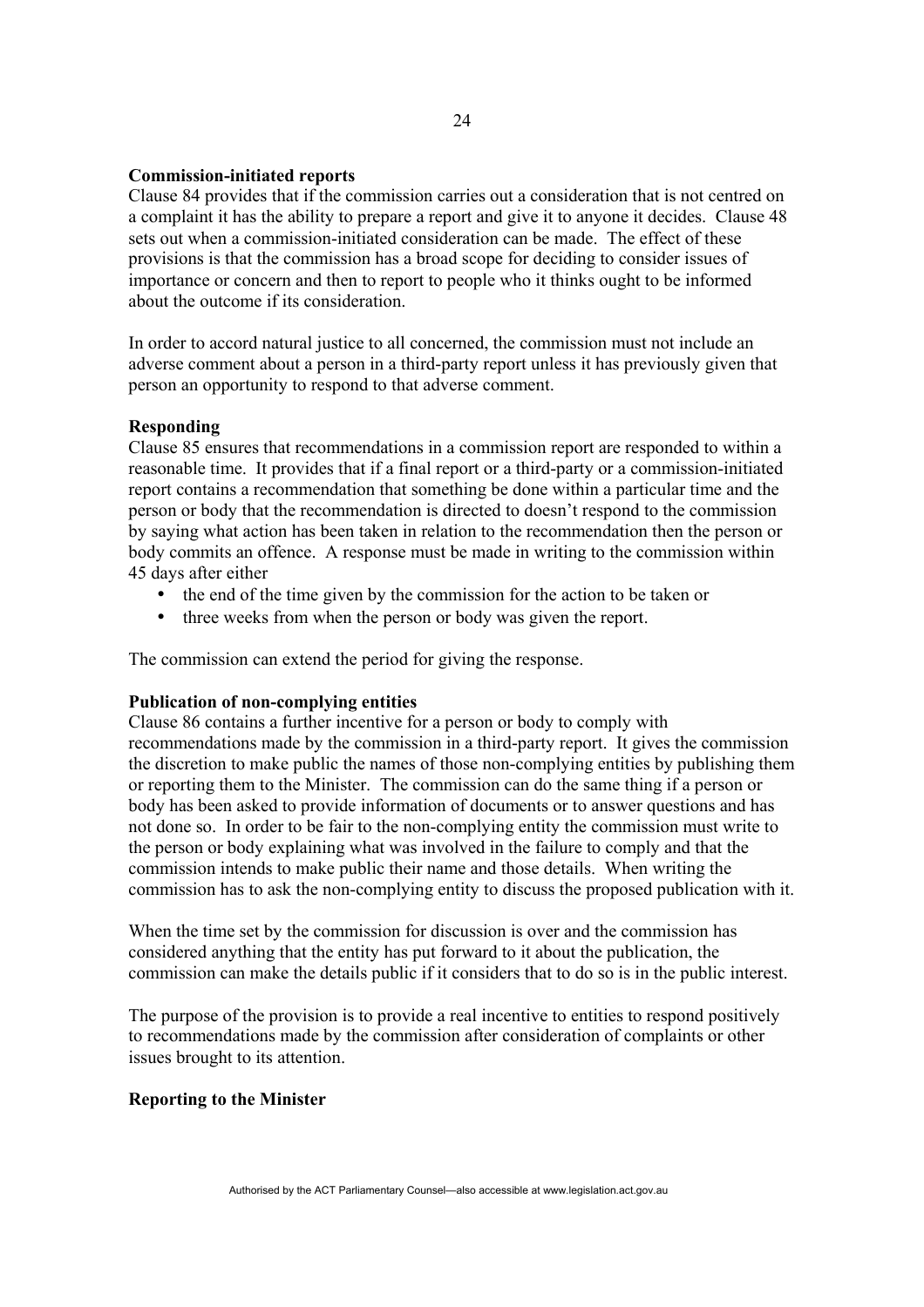**Commission-initiated reports**

Clause 84 provides that if the commission carries out a consideration that is not centred on a complaint it has the ability to prepare a report and give it to anyone it decides. Clause 48 sets out when a commission-initiated consideration can be made. The effect of these provisions is that the commission has a broad scope for deciding to consider issues of importance or concern and then to report to people who it thinks ought to be informed about the outcome if its consideration.

In order to accord natural justice to all concerned, the commission must not include an adverse comment about a person in a third-party report unless it has previously given that person an opportunity to respond to that adverse comment.

**Responding**

Clause 85 ensures that recommendations in a commission report are responded to within a reasonable time. It provides that if a final report or a third-party or a commission-initiated report contains a recommendation that something be done within a particular time and the person or body that the recommendation is directed to doesn't respond to the commission by saying what action has been taken in relation to the recommendation then the person or body commits an offence. A response must be made in writing to the commission within 45 days after either

- the end of the time given by the commission for the action to be taken or
- three weeks from when the person or body was given the report.

The commission can extend the period for giving the response.

**Publication of non-complying entities**

Clause 86 contains a further incentive for a person or body to comply with recommendations made by the commission in a third-party report. It gives the commission the discretion to make public the names of those non-complying entities by publishing them or reporting them to the Minister. The commission can do the same thing if a person or body has been asked to provide information of documents or to answer questions and has not done so. In order to be fair to the non-complying entity the commission must write to the person or body explaining what was involved in the failure to comply and that the commission intends to make public their name and those details. When writing the commission has to ask the non-complying entity to discuss the proposed publication with it.

When the time set by the commission for discussion is over and the commission has considered anything that the entity has put forward to it about the publication, the commission can make the details public if it considers that to do so is in the public interest.

The purpose of the provision is to provide a real incentive to entities to respond positively to recommendations made by the commission after consideration of complaints or other issues brought to its attention.

**Reporting to the Minister**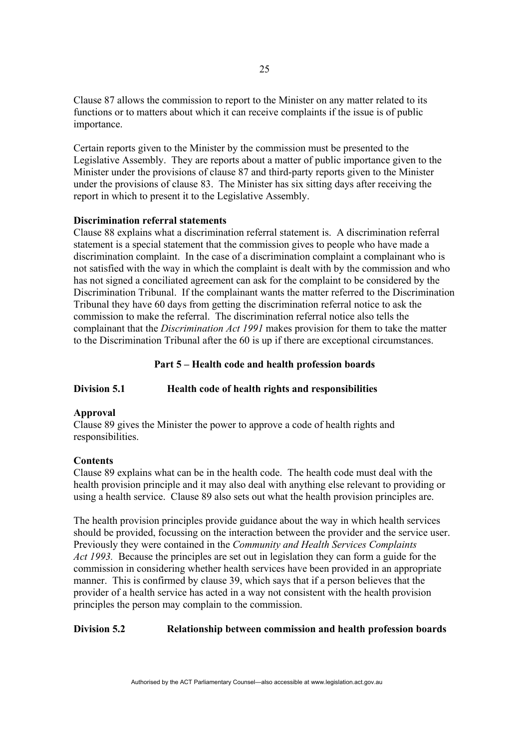Clause 87 allows the commission to report to the Minister on any matter related to its functions or to matters about which it can receive complaints if the issue is of public importance.

Certain reports given to the Minister by the commission must be presented to the Legislative Assembly. They are reports about a matter of public importance given to the Minister under the provisions of clause 87 and third-party reports given to the Minister under the provisions of clause 83. The Minister has six sitting days after receiving the report in which to present it to the Legislative Assembly.

**Discrimination referral statements**

Clause 88 explains what a discrimination referral statement is. A discrimination referral statement is a special statement that the commission gives to people who have made a discrimination complaint. In the case of a discrimination complaint a complainant who is not satisfied with the way in which the complaint is dealt with by the commission and who has not signed a conciliated agreement can ask for the complaint to be considered by the Discrimination Tribunal. If the complainant wants the matter referred to the Discrimination Tribunal they have 60 days from getting the discrimination referral notice to ask the commission to make the referral. The discrimination referral notice also tells the complainant that the *Discrimination Act 1991* makes provision for them to take the matter to the Discrimination Tribunal after the 60 is up if there are exceptional circumstances.

## Part 5 – Health code and health profession boards

### Division 5.1 Health code of health rights and responsibilities

**Approval**

Clause 89 gives the Minister the power to approve a code of health rights and responsibilities.

**Contents**

Clause 89 explains what can be in the health code. The health code must deal with the health provision principle and it may also deal with anything else relevant to providing or using a health service. Clause 89 also sets out what the health provision principles are.

The health provision principles provide guidance about the way in which health services should be provided, focussing on the interaction between the provider and the service user. Previously they were contained in the *Community and Health Services Complaints Act 1993.* Because the principles are set out in legislation they can form a guide for the commission in considering whether health services have been provided in an appropriate manner. This is confirmed by clause 39, which says that if a person believes that the provider of a health service has acted in a way not consistent with the health provision principles the person may complain to the commission.

### Division 5.2 Relationship between commission and health profession boards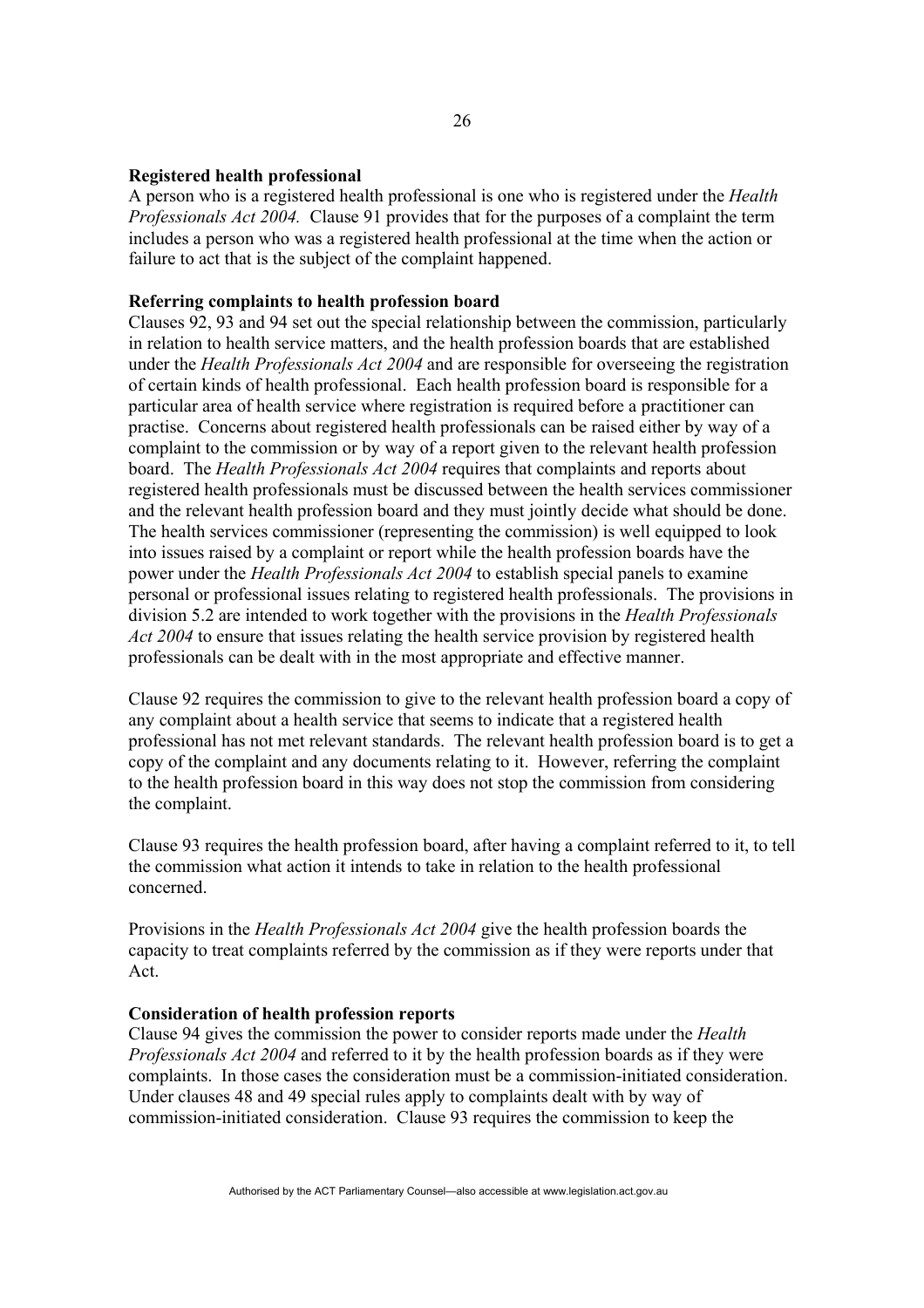**Registered health professional**

A person who is a registered health professional is one who is registered under the *Health Professionals Act 2004.* Clause 91 provides that for the purposes of a complaint the term includes a person who was a registered health professional at the time when the action or failure to act that is the subject of the complaint happened.

**Referring complaints to health profession board**

Clauses 92, 93 and 94 set out the special relationship between the commission, particularly in relation to health service matters, and the health profession boards that are established under the *Health Professionals Act 2004* and are responsible for overseeing the registration of certain kinds of health professional. Each health profession board is responsible for a particular area of health service where registration is required before a practitioner can practise. Concerns about registered health professionals can be raised either by way of a complaint to the commission or by way of a report given to the relevant health profession board. The *Health Professionals Act 2004* requires that complaints and reports about registered health professionals must be discussed between the health services commissioner and the relevant health profession board and they must jointly decide what should be done. The health services commissioner (representing the commission) is well equipped to look into issues raised by a complaint or report while the health profession boards have the power under the *Health Professionals Act 2004* to establish special panels to examine personal or professional issues relating to registered health professionals. The provisions in division 5.2 are intended to work together with the provisions in the *Health Professionals Act 2004* to ensure that issues relating the health service provision by registered health professionals can be dealt with in the most appropriate and effective manner.

Clause 92 requires the commission to give to the relevant health profession board a copy of any complaint about a health service that seems to indicate that a registered health professional has not met relevant standards. The relevant health profession board is to get a copy of the complaint and any documents relating to it. However, referring the complaint to the health profession board in this way does not stop the commission from considering the complaint.

Clause 93 requires the health profession board, after having a complaint referred to it, to tell the commission what action it intends to take in relation to the health professional concerned.

Provisions in the *Health Professionals Act 2004* give the health profession boards the capacity to treat complaints referred by the commission as if they were reports under that Act.

**Consideration of health profession reports**

Clause 94 gives the commission the power to consider reports made under the *Health Professionals Act 2004* and referred to it by the health profession boards as if they were complaints. In those cases the consideration must be a commission-initiated consideration. Under clauses 48 and 49 special rules apply to complaints dealt with by way of commission-initiated consideration. Clause 93 requires the commission to keep the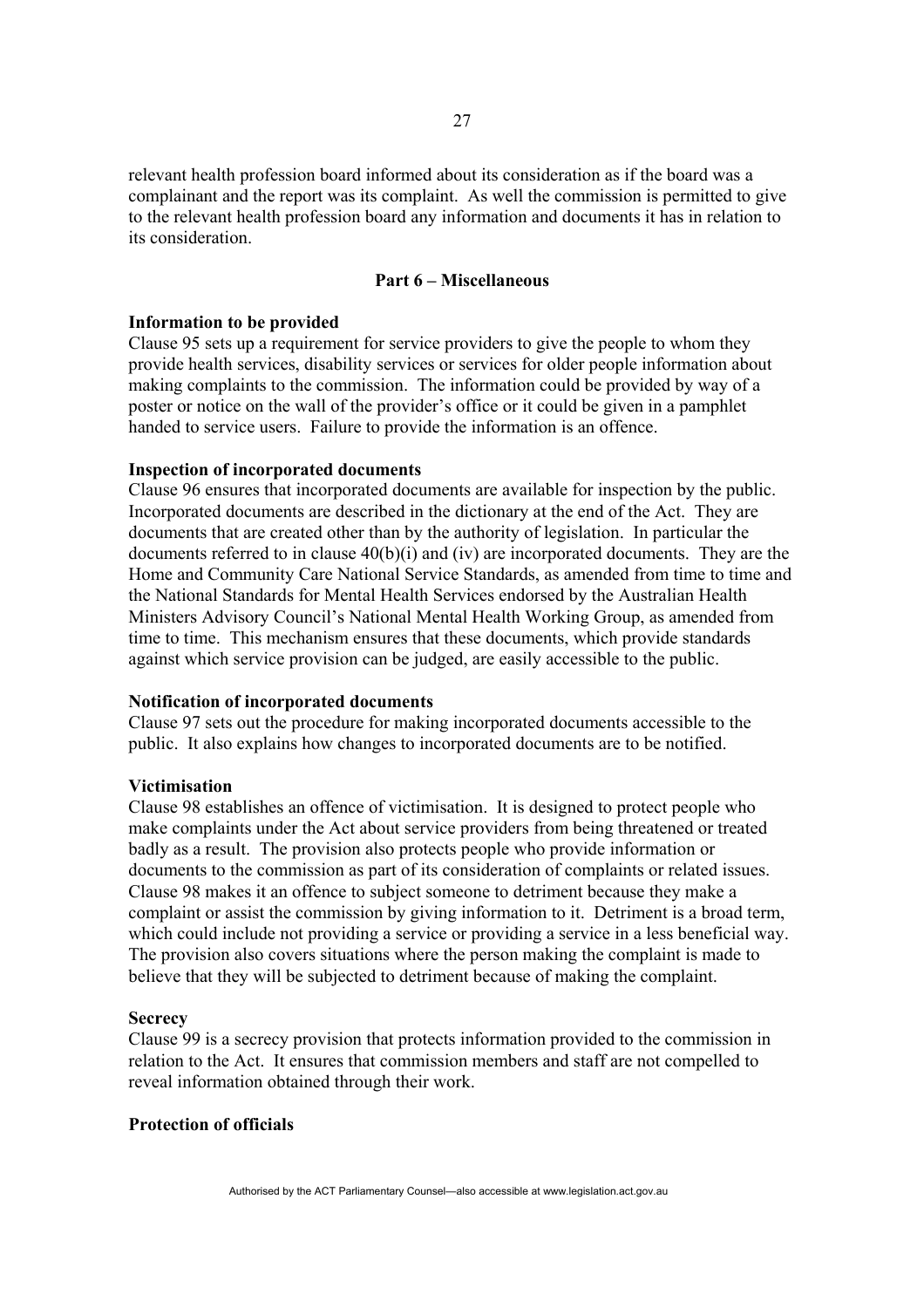relevant health profession board informed about its consideration as if the board was a complainant and the report was its complaint. As well the commission is permitted to give to the relevant health profession board any information and documents it has in relation to its consideration.

## Part 6 – Miscellaneous

**Information to be provided**

Clause 95 sets up a requirement for service providers to give the people to whom they provide health services, disability services or services for older people information about making complaints to the commission. The information could be provided by way of a poster or notice on the wall of the provider's office or it could be given in a pamphlet handed to service users. Failure to provide the information is an offence.

**Inspection of incorporated documents**

Clause 96 ensures that incorporated documents are available for inspection by the public. Incorporated documents are described in the dictionary at the end of the Act. They are documents that are created other than by the authority of legislation. In particular the documents referred to in clause 40(b)(i) and (iv) are incorporated documents. They are the Home and Community Care National Service Standards, as amended from time to time and the National Standards for Mental Health Services endorsed by the Australian Health Ministers Advisory Council's National Mental Health Working Group, as amended from time to time. This mechanism ensures that these documents, which provide standards against which service provision can be judged, are easily accessible to the public.

**Notification of incorporated documents**

Clause 97 sets out the procedure for making incorporated documents accessible to the public. It also explains how changes to incorporated documents are to be notified.

**Victimisation**

Clause 98 establishes an offence of victimisation. It is designed to protect people who make complaints under the Act about service providers from being threatened or treated badly as a result. The provision also protects people who provide information or documents to the commission as part of its consideration of complaints or related issues. Clause 98 makes it an offence to subject someone to detriment because they make a complaint or assist the commission by giving information to it. Detriment is a broad term, which could include not providing a service or providing a service in a less beneficial way. The provision also covers situations where the person making the complaint is made to believe that they will be subjected to detriment because of making the complaint.

**Secrecy**

Clause 99 is a secrecy provision that protects information provided to the commission in relation to the Act. It ensures that commission members and staff are not compelled to reveal information obtained through their work.

**Protection of officials**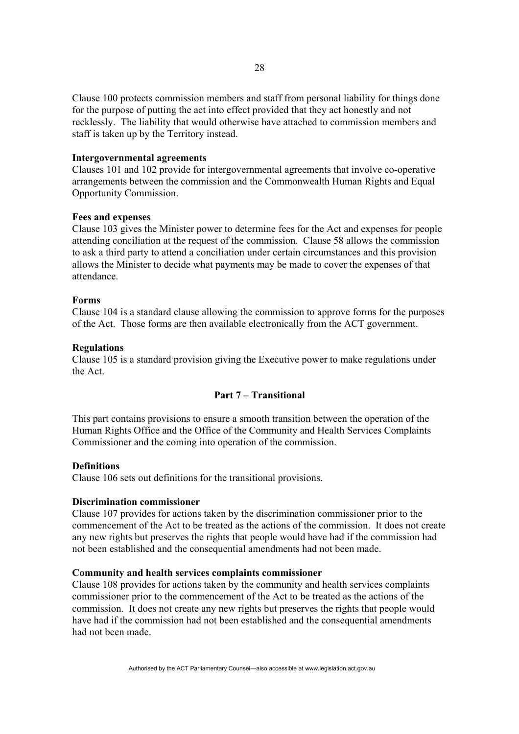Clause 100 protects commission members and staff from personal liability for things done for the purpose of putting the act into effect provided that they act honestly and not recklessly. The liability that would otherwise have attached to commission members and staff is taken up by the Territory instead.

**Intergovernmental agreements**
Clauses 101 and 102 provide for intergovernmental agreements that involve co-operative arrangements between the commission and the Commonwealth Human Rights and Equal Opportunity Commission.

**Fees and expenses**
Clause 103 gives the Minister power to determine fees for the Act and expenses for people attending conciliation at the request of the commission. Clause 58 allows the commission to ask a third party to attend a conciliation under certain circumstances and this provision allows the Minister to decide what payments may be made to cover the expenses of that attendance.

**Forms**
Clause 104 is a standard clause allowing the commission to approve forms for the purposes of the Act. Those forms are then available electronically from the ACT government.

**Regulations**
Clause 105 is a standard provision giving the Executive power to make regulations under the Act.

## Part 7 – Transitional

This part contains provisions to ensure a smooth transition between the operation of the Human Rights Office and the Office of the Community and Health Services Complaints Commissioner and the coming into operation of the commission.

**Definitions**
Clause 106 sets out definitions for the transitional provisions.

**Discrimination commissioner**
Clause 107 provides for actions taken by the discrimination commissioner prior to the commencement of the Act to be treated as the actions of the commission. It does not create any new rights but preserves the rights that people would have had if the commission had not been established and the consequential amendments had not been made.

**Community and health services complaints commissioner**
Clause 108 provides for actions taken by the community and health services complaints commissioner prior to the commencement of the Act to be treated as the actions of the commission. It does not create any new rights but preserves the rights that people would have had if the commission had not been established and the consequential amendments had not been made.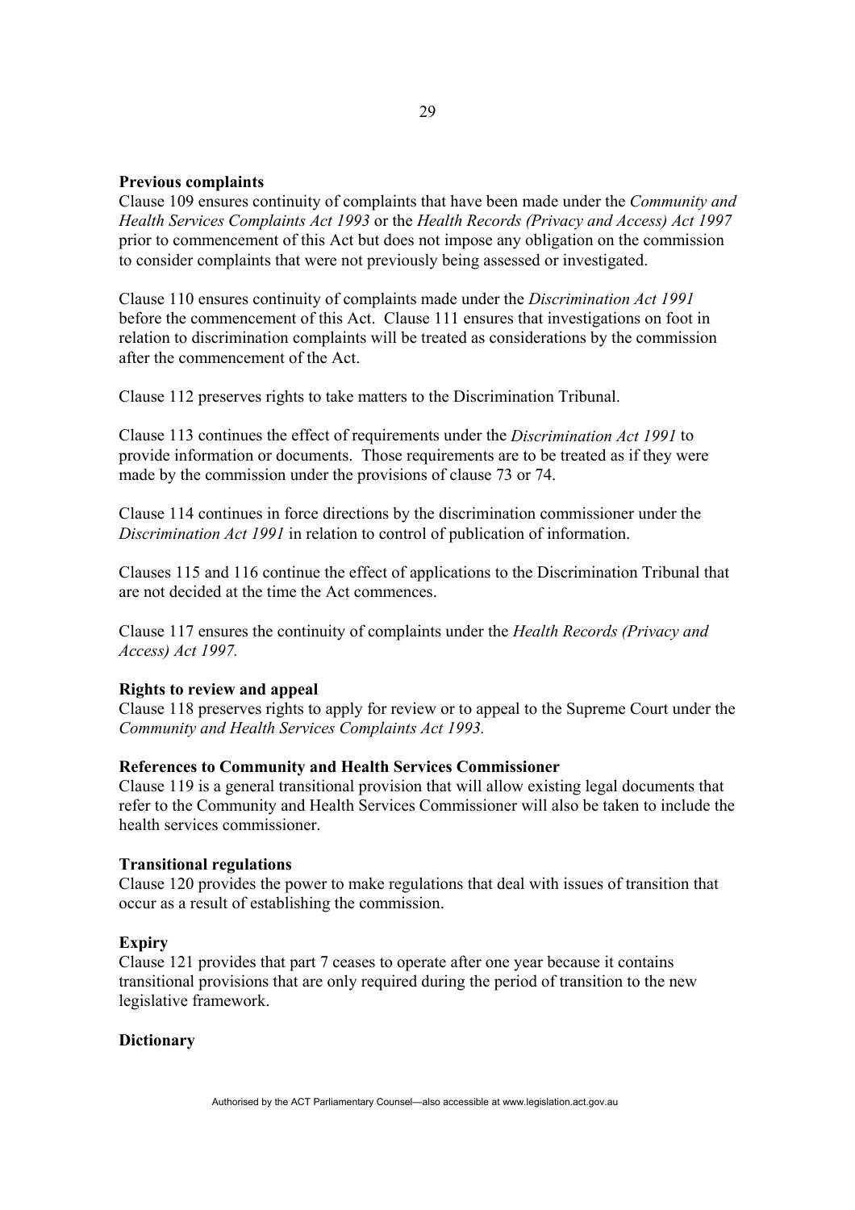**Previous complaints**

Clause 109 ensures continuity of complaints that have been made under the *Community and Health Services Complaints Act 1993* or the *Health Records (Privacy and Access) Act 1997* prior to commencement of this Act but does not impose any obligation on the commission to consider complaints that were not previously being assessed or investigated.

Clause 110 ensures continuity of complaints made under the *Discrimination Act 1991* before the commencement of this Act. Clause 111 ensures that investigations on foot in relation to discrimination complaints will be treated as considerations by the commission after the commencement of the Act.

Clause 112 preserves rights to take matters to the Discrimination Tribunal.

Clause 113 continues the effect of requirements under the *Discrimination Act 1991* to provide information or documents. Those requirements are to be treated as if they were made by the commission under the provisions of clause 73 or 74.

Clause 114 continues in force directions by the discrimination commissioner under the *Discrimination Act 1991* in relation to control of publication of information.

Clauses 115 and 116 continue the effect of applications to the Discrimination Tribunal that are not decided at the time the Act commences.

Clause 117 ensures the continuity of complaints under the *Health Records (Privacy and Access) Act 1997.*

**Rights to review and appeal**

Clause 118 preserves rights to apply for review or to appeal to the Supreme Court under the *Community and Health Services Complaints Act 1993.*

**References to Community and Health Services Commissioner**

Clause 119 is a general transitional provision that will allow existing legal documents that refer to the Community and Health Services Commissioner will also be taken to include the health services commissioner.

**Transitional regulations**

Clause 120 provides the power to make regulations that deal with issues of transition that occur as a result of establishing the commission.

**Expiry**

Clause 121 provides that part 7 ceases to operate after one year because it contains transitional provisions that are only required during the period of transition to the new legislative framework.

**Dictionary**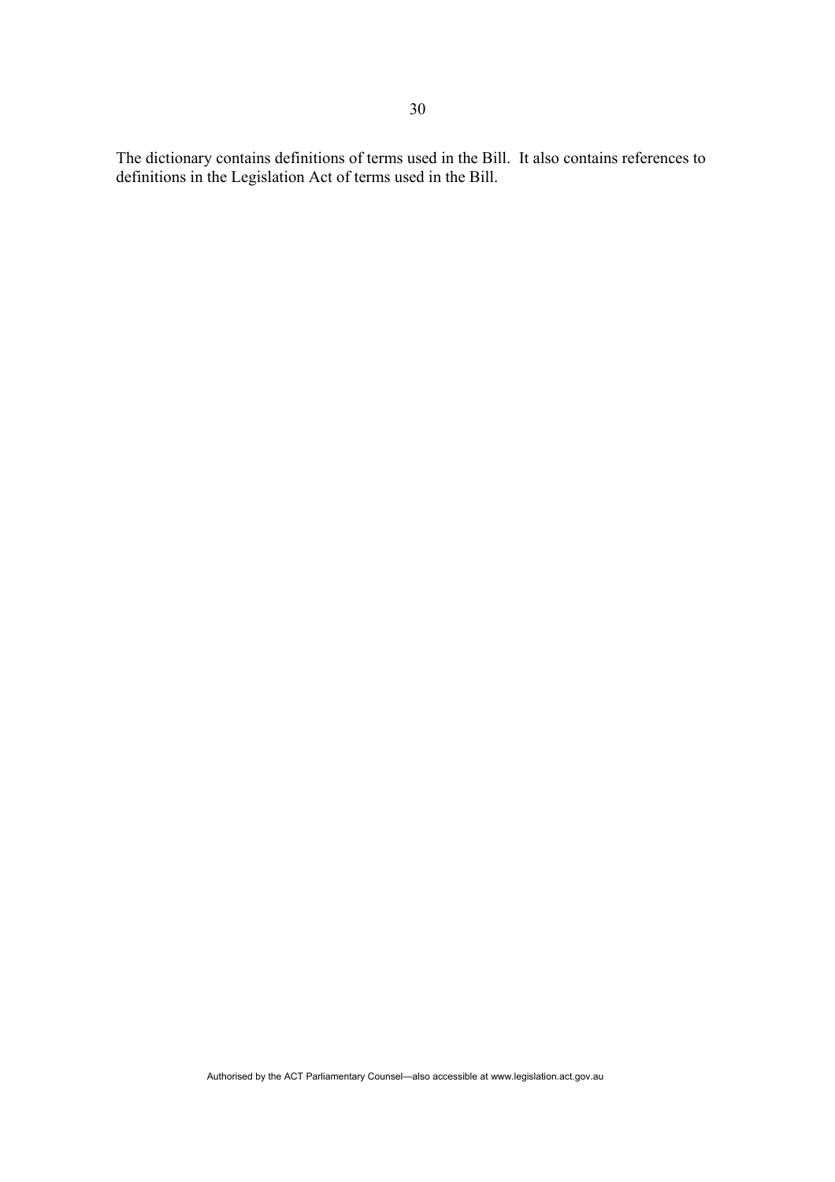The dictionary contains definitions of terms used in the Bill. It also contains references to definitions in the Legislation Act of terms used in the Bill.